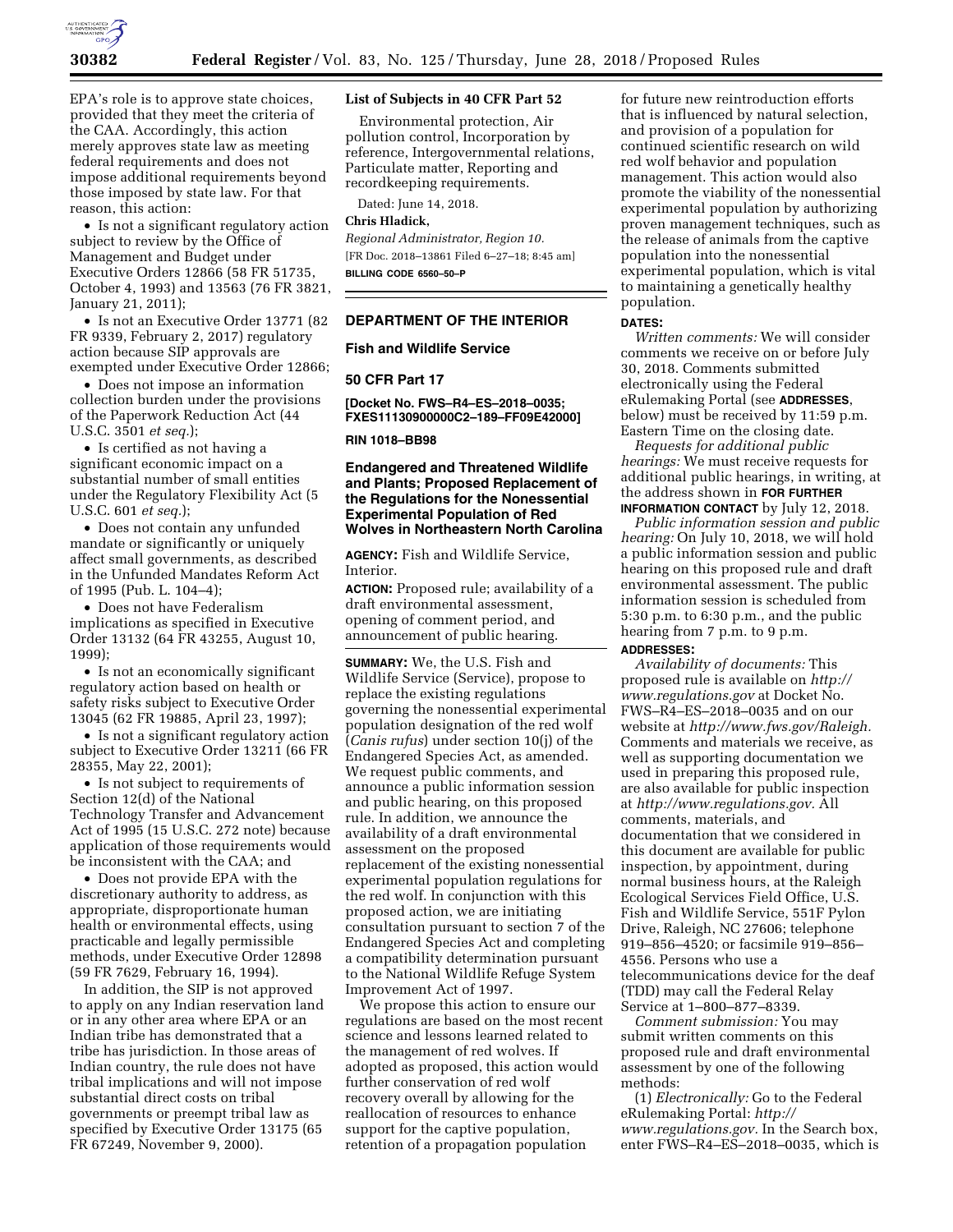EPA's role is to approve state choices, provided that they meet the criteria of the CAA. Accordingly, this action merely approves state law as meeting federal requirements and does not impose additional requirements beyond those imposed by state law. For that reason, this action:

- Is not a significant regulatory action subject to review by the Office of Management and Budget under Executive Orders 12866 (58 FR 51735, October 4, 1993) and 13563 (76 FR 3821, January 21, 2011);
- Is not an Executive Order 13771 (82 FR 9339, February 2, 2017) regulatory action because SIP approvals are exempted under Executive Order 12866;
- Does not impose an information collection burden under the provisions of the Paperwork Reduction Act (44 U.S.C. 3501 *et seq.*);
- Is certified as not having a significant economic impact on a substantial number of small entities under the Regulatory Flexibility Act (5 U.S.C. 601 *et seq.*);
- Does not contain any unfunded mandate or significantly or uniquely affect small governments, as described in the Unfunded Mandates Reform Act of 1995 (Pub. L. 104–4);
- Does not have Federalism implications as specified in Executive Order 13132 (64 FR 43255, August 10, 1999);
- Is not an economically significant regulatory action based on health or safety risks subject to Executive Order 13045 (62 FR 19885, April 23, 1997);
- Is not a significant regulatory action subject to Executive Order 13211 (66 FR 28355, May 22, 2001);
- Is not subject to requirements of Section 12(d) of the National Technology Transfer and Advancement Act of 1995 (15 U.S.C. 272 note) because application of those requirements would be inconsistent with the CAA; and
- Does not provide EPA with the discretionary authority to address, as appropriate, disproportionate human health or environmental effects, using practicable and legally permissible methods, under Executive Order 12898 (59 FR 7629, February 16, 1994).

In addition, the SIP is not approved to apply on any Indian reservation land or in any other area where EPA or an Indian tribe has demonstrated that a tribe has jurisdiction. In those areas of Indian country, the rule does not have tribal implications and will not impose substantial direct costs on tribal governments or preempt tribal law as specified by Executive Order 13175 (65 FR 67249, November 9, 2000).

**List of Subjects in 40 CFR Part 52**

Environmental protection, Air pollution control, Incorporation by reference, Intergovernmental relations, Particulate matter, Reporting and recordkeeping requirements.

Dated: June 14, 2018.

**Chris Hladick,**

*Regional Administrator, Region 10.*

[FR Doc. 2018–13861 Filed 6–27–18; 8:45 am]

**BILLING CODE 6560–50–P**

---

## DEPARTMENT OF THE INTERIOR

## Fish and Wildlife Service

## 50 CFR Part 17

**[Docket No. FWS–R4–ES–2018–0035; FXES11130900000C2–189–FF09E42000]**

**RIN 1018–BB98**

## Endangered and Threatened Wildlife and Plants; Proposed Replacement of the Regulations for the Nonessential Experimental Population of Red Wolves in Northeastern North Carolina

**AGENCY:** Fish and Wildlife Service, Interior.

**ACTION:** Proposed rule; availability of a draft environmental assessment, opening of comment period, and announcement of public hearing.

**SUMMARY:** We, the U.S. Fish and Wildlife Service (Service), propose to replace the existing regulations governing the nonessential experimental population designation of the red wolf (*Canis rufus*) under section 10(j) of the Endangered Species Act, as amended. We request public comments, and announce a public information session and public hearing, on this proposed rule. In addition, we announce the availability of a draft environmental assessment on the proposed replacement of the existing nonessential experimental population regulations for the red wolf. In conjunction with this proposed action, we are initiating consultation pursuant to section 7 of the Endangered Species Act and completing a compatibility determination pursuant to the National Wildlife Refuge System Improvement Act of 1997.

We propose this action to ensure our regulations are based on the most recent science and lessons learned related to the management of red wolves. If adopted as proposed, this action would further conservation of red wolf recovery overall by allowing for the reallocation of resources to enhance support for the captive population, retention of a propagation population for future new reintroduction efforts that is influenced by natural selection, and provision of a population for continued scientific research on wild red wolf behavior and population management. This action would also promote the viability of the nonessential experimental population by authorizing proven management techniques, such as the release of animals from the captive population into the nonessential experimental population, which is vital to maintaining a genetically healthy population.

**DATES:**

*Written comments:* We will consider comments we receive on or before July 30, 2018. Comments submitted electronically using the Federal eRulemaking Portal (see **ADDRESSES**, below) must be received by 11:59 p.m. Eastern Time on the closing date.

*Requests for additional public hearings:* We must receive requests for additional public hearings, in writing, at the address shown in **FOR FURTHER INFORMATION CONTACT** by July 12, 2018.

*Public information session and public hearing:* On July 10, 2018, we will hold a public information session and public hearing on this proposed rule and draft environmental assessment. The public information session is scheduled from 5:30 p.m. to 6:30 p.m., and the public hearing from 7 p.m. to 9 p.m.

**ADDRESSES:**

*Availability of documents:* This proposed rule is available on *http://www.regulations.gov* at Docket No. FWS–R4–ES–2018–0035 and on our website at *http://www.fws.gov/Raleigh.* Comments and materials we receive, as well as supporting documentation we used in preparing this proposed rule, are also available for public inspection at *http://www.regulations.gov.* All comments, materials, and documentation that we considered in this document are available for public inspection, by appointment, during normal business hours, at the Raleigh Ecological Services Field Office, U.S. Fish and Wildlife Service, 551F Pylon Drive, Raleigh, NC 27606; telephone 919–856–4520; or facsimile 919–856–4556. Persons who use a telecommunications device for the deaf (TDD) may call the Federal Relay Service at 1–800–877–8339.

*Comment submission:* You may submit written comments on this proposed rule and draft environmental assessment by one of the following methods:

(1) *Electronically:* Go to the Federal eRulemaking Portal: *http://www.regulations.gov.* In the Search box, enter FWS–R4–ES–2018–0035, which is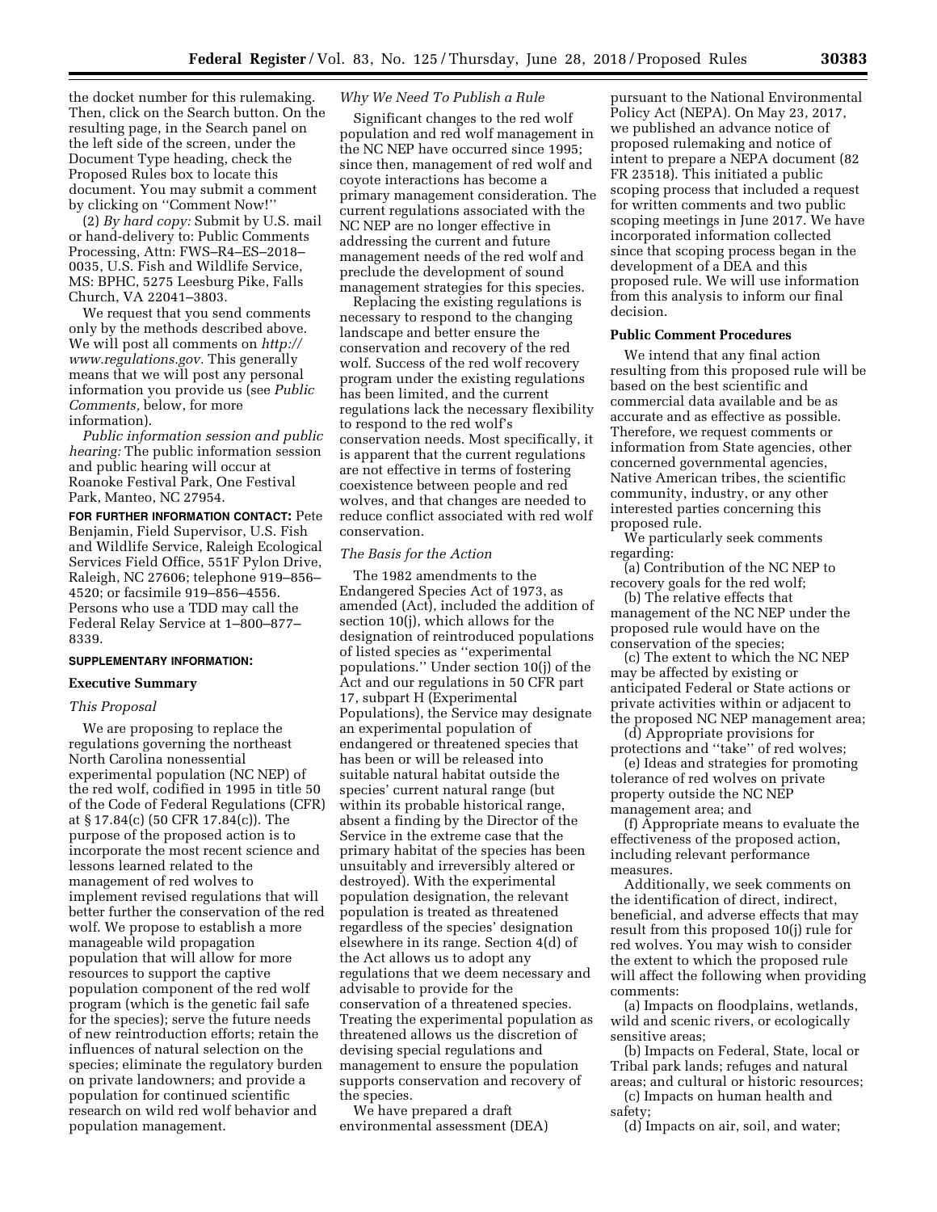the docket number for this rulemaking. Then, click on the Search button. On the resulting page, in the Search panel on the left side of the screen, under the Document Type heading, check the Proposed Rules box to locate this document. You may submit a comment by clicking on ''Comment Now!''

(2) *By hard copy:* Submit by U.S. mail or hand-delivery to: Public Comments Processing, Attn: FWS–R4–ES–2018–0035, U.S. Fish and Wildlife Service, MS: BPHC, 5275 Leesburg Pike, Falls Church, VA 22041–3803.

We request that you send comments only by the methods described above. We will post all comments on *http://www.regulations.gov.* This generally means that we will post any personal information you provide us (see *Public Comments,* below, for more information).

*Public information session and public hearing:* The public information session and public hearing will occur at Roanoke Festival Park, One Festival Park, Manteo, NC 27954.

**FOR FURTHER INFORMATION CONTACT:** Pete Benjamin, Field Supervisor, U.S. Fish and Wildlife Service, Raleigh Ecological Services Field Office, 551F Pylon Drive, Raleigh, NC 27606; telephone 919–856–4520; or facsimile 919–856–4556. Persons who use a TDD may call the Federal Relay Service at 1–800–877–8339.

**SUPPLEMENTARY INFORMATION:**

## Executive Summary

### *This Proposal*

We are proposing to replace the regulations governing the northeast North Carolina nonessential experimental population (NC NEP) of the red wolf, codified in 1995 in title 50 of the Code of Federal Regulations (CFR) at § 17.84(c) (50 CFR 17.84(c)). The purpose of the proposed action is to incorporate the most recent science and lessons learned related to the management of red wolves to implement revised regulations that will better further the conservation of the red wolf. We propose to establish a more manageable wild propagation population that will allow for more resources to support the captive population component of the red wolf program (which is the genetic fail safe for the species); serve the future needs of new reintroduction efforts; retain the influences of natural selection on the species; eliminate the regulatory burden on private landowners; and provide a population for continued scientific research on wild red wolf behavior and population management.

### *Why We Need To Publish a Rule*

Significant changes to the red wolf population and red wolf management in the NC NEP have occurred since 1995; since then, management of red wolf and coyote interactions has become a primary management consideration. The current regulations associated with the NC NEP are no longer effective in addressing the current and future management needs of the red wolf and preclude the development of sound management strategies for this species.

Replacing the existing regulations is necessary to respond to the changing landscape and better ensure the conservation and recovery of the red wolf. Success of the red wolf recovery program under the existing regulations has been limited, and the current regulations lack the necessary flexibility to respond to the red wolf's conservation needs. Most specifically, it is apparent that the current regulations are not effective in terms of fostering coexistence between people and red wolves, and that changes are needed to reduce conflict associated with red wolf conservation.

### *The Basis for the Action*

The 1982 amendments to the Endangered Species Act of 1973, as amended (Act), included the addition of section 10(j), which allows for the designation of reintroduced populations of listed species as ''experimental populations.'' Under section 10(j) of the Act and our regulations in 50 CFR part 17, subpart H (Experimental Populations), the Service may designate an experimental population of endangered or threatened species that has been or will be released into suitable natural habitat outside the species' current natural range (but within its probable historical range, absent a finding by the Director of the Service in the extreme case that the primary habitat of the species has been unsuitably and irreversibly altered or destroyed). With the experimental population designation, the relevant population is treated as threatened regardless of the species' designation elsewhere in its range. Section 4(d) of the Act allows us to adopt any regulations that we deem necessary and advisable to provide for the conservation of a threatened species. Treating the experimental population as threatened allows us the discretion of devising special regulations and management to ensure the population supports conservation and recovery of the species.

We have prepared a draft environmental assessment (DEA) pursuant to the National Environmental Policy Act (NEPA). On May 23, 2017, we published an advance notice of proposed rulemaking and notice of intent to prepare a NEPA document (82 FR 23518). This initiated a public scoping process that included a request for written comments and two public scoping meetings in June 2017. We have incorporated information collected since that scoping process began in the development of a DEA and this proposed rule. We will use information from this analysis to inform our final decision.

## Public Comment Procedures

We intend that any final action resulting from this proposed rule will be based on the best scientific and commercial data available and be as accurate and as effective as possible. Therefore, we request comments or information from State agencies, other concerned governmental agencies, Native American tribes, the scientific community, industry, or any other interested parties concerning this proposed rule.

We particularly seek comments regarding:

(a) Contribution of the NC NEP to recovery goals for the red wolf;

(b) The relative effects that management of the NC NEP under the proposed rule would have on the conservation of the species;

(c) The extent to which the NC NEP may be affected by existing or anticipated Federal or State actions or private activities within or adjacent to the proposed NC NEP management area;

(d) Appropriate provisions for protections and ''take'' of red wolves;

(e) Ideas and strategies for promoting tolerance of red wolves on private property outside the NC NEP management area; and

(f) Appropriate means to evaluate the effectiveness of the proposed action, including relevant performance measures.

Additionally, we seek comments on the identification of direct, indirect, beneficial, and adverse effects that may result from this proposed 10(j) rule for red wolves. You may wish to consider the extent to which the proposed rule will affect the following when providing comments:

(a) Impacts on floodplains, wetlands, wild and scenic rivers, or ecologically sensitive areas;

(b) Impacts on Federal, State, local or Tribal park lands; refuges and natural areas; and cultural or historic resources;

(c) Impacts on human health and safety;

(d) Impacts on air, soil, and water;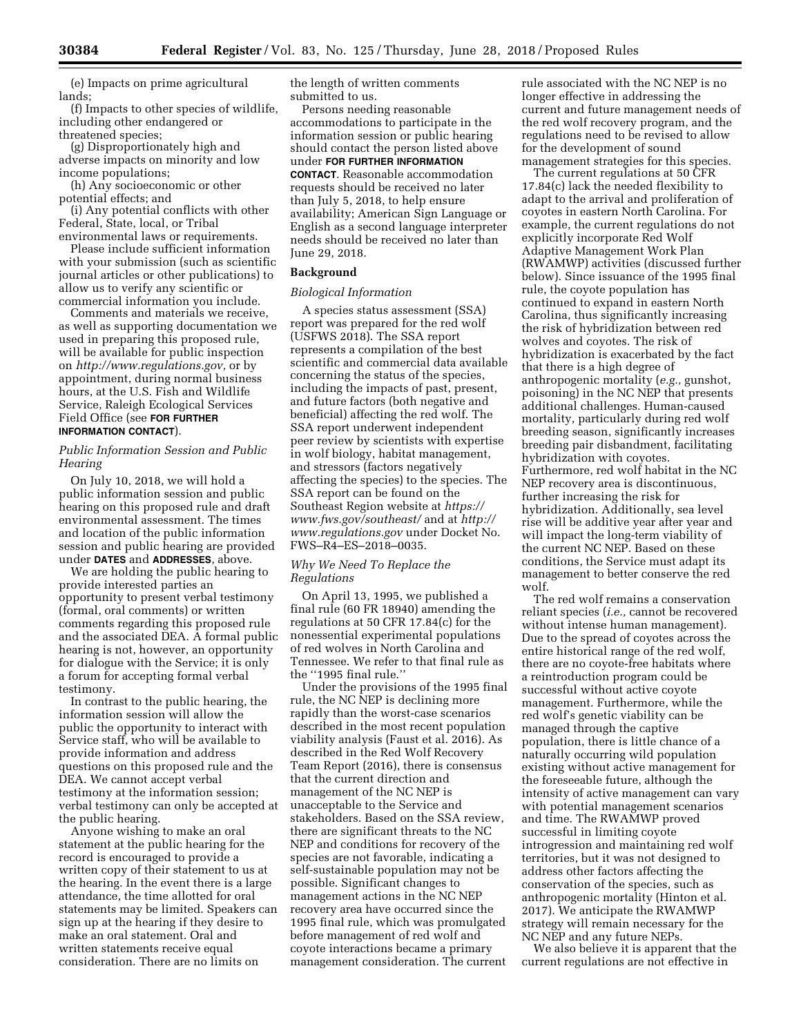(e) Impacts on prime agricultural lands;

(f) Impacts to other species of wildlife, including other endangered or threatened species;

(g) Disproportionately high and adverse impacts on minority and low income populations;

(h) Any socioeconomic or other potential effects; and

(i) Any potential conflicts with other Federal, State, local, or Tribal environmental laws or requirements.

Please include sufficient information with your submission (such as scientific journal articles or other publications) to allow us to verify any scientific or commercial information you include.

Comments and materials we receive, as well as supporting documentation we used in preparing this proposed rule, will be available for public inspection on *http://www.regulations.gov,* or by appointment, during normal business hours, at the U.S. Fish and Wildlife Service, Raleigh Ecological Services Field Office (see **FOR FURTHER INFORMATION CONTACT**).

### *Public Information Session and Public Hearing*

On July 10, 2018, we will hold a public information session and public hearing on this proposed rule and draft environmental assessment. The times and location of the public information session and public hearing are provided under **DATES** and **ADDRESSES**, above.

We are holding the public hearing to provide interested parties an opportunity to present verbal testimony (formal, oral comments) or written comments regarding this proposed rule and the associated DEA. A formal public hearing is not, however, an opportunity for dialogue with the Service; it is only a forum for accepting formal verbal testimony.

In contrast to the public hearing, the information session will allow the public the opportunity to interact with Service staff, who will be available to provide information and address questions on this proposed rule and the DEA. We cannot accept verbal testimony at the information session; verbal testimony can only be accepted at the public hearing.

Anyone wishing to make an oral statement at the public hearing for the record is encouraged to provide a written copy of their statement to us at the hearing. In the event there is a large attendance, the time allotted for oral statements may be limited. Speakers can sign up at the hearing if they desire to make an oral statement. Oral and written statements receive equal consideration. There are no limits on the length of written comments submitted to us.

Persons needing reasonable accommodations to participate in the information session or public hearing should contact the person listed above under **FOR FURTHER INFORMATION CONTACT**. Reasonable accommodation requests should be received no later than July 5, 2018, to help ensure availability; American Sign Language or English as a second language interpreter needs should be received no later than June 29, 2018.

## Background

### *Biological Information*

A species status assessment (SSA) report was prepared for the red wolf (USFWS 2018). The SSA report represents a compilation of the best scientific and commercial data available concerning the status of the species, including the impacts of past, present, and future factors (both negative and beneficial) affecting the red wolf. The SSA report underwent independent peer review by scientists with expertise in wolf biology, habitat management, and stressors (factors negatively affecting the species) to the species. The SSA report can be found on the Southeast Region website at *https://www.fws.gov/southeast/* and at *http://www.regulations.gov* under Docket No. FWS–R4–ES–2018–0035.

### *Why We Need To Replace the Regulations*

On April 13, 1995, we published a final rule (60 FR 18940) amending the regulations at 50 CFR 17.84(c) for the nonessential experimental populations of red wolves in North Carolina and Tennessee. We refer to that final rule as the ''1995 final rule.''

Under the provisions of the 1995 final rule, the NC NEP is declining more rapidly than the worst-case scenarios described in the most recent population viability analysis (Faust et al. 2016). As described in the Red Wolf Recovery Team Report (2016), there is consensus that the current direction and management of the NC NEP is unacceptable to the Service and stakeholders. Based on the SSA review, there are significant threats to the NC NEP and conditions for recovery of the species are not favorable, indicating a self-sustainable population may not be possible. Significant changes to management actions in the NC NEP recovery area have occurred since the 1995 final rule, which was promulgated before management of red wolf and coyote interactions became a primary management consideration. The current rule associated with the NC NEP is no longer effective in addressing the current and future management needs of the red wolf recovery program, and the regulations need to be revised to allow for the development of sound management strategies for this species.

The current regulations at 50 CFR 17.84(c) lack the needed flexibility to adapt to the arrival and proliferation of coyotes in eastern North Carolina. For example, the current regulations do not explicitly incorporate Red Wolf Adaptive Management Work Plan (RWAMWP) activities (discussed further below). Since issuance of the 1995 final rule, the coyote population has continued to expand in eastern North Carolina, thus significantly increasing the risk of hybridization between red wolves and coyotes. The risk of hybridization is exacerbated by the fact that there is a high degree of anthropogenic mortality (*e.g.,* gunshot, poisoning) in the NC NEP that presents additional challenges. Human-caused mortality, particularly during red wolf breeding season, significantly increases breeding pair disbandment, facilitating hybridization with coyotes. Furthermore, red wolf habitat in the NC NEP recovery area is discontinuous, further increasing the risk for hybridization. Additionally, sea level rise will be additive year after year and will impact the long-term viability of the current NC NEP. Based on these conditions, the Service must adapt its management to better conserve the red wolf.

The red wolf remains a conservation reliant species (*i.e.,* cannot be recovered without intense human management). Due to the spread of coyotes across the entire historical range of the red wolf, there are no coyote-free habitats where a reintroduction program could be successful without active coyote management. Furthermore, while the red wolf's genetic viability can be managed through the captive population, there is little chance of a naturally occurring wild population existing without active management for the foreseeable future, although the intensity of active management can vary with potential management scenarios and time. The RWAMWP proved successful in limiting coyote introgression and maintaining red wolf territories, but it was not designed to address other factors affecting the conservation of the species, such as anthropogenic mortality (Hinton et al. 2017). We anticipate the RWAMWP strategy will remain necessary for the NC NEP and any future NEPs.

We also believe it is apparent that the current regulations are not effective in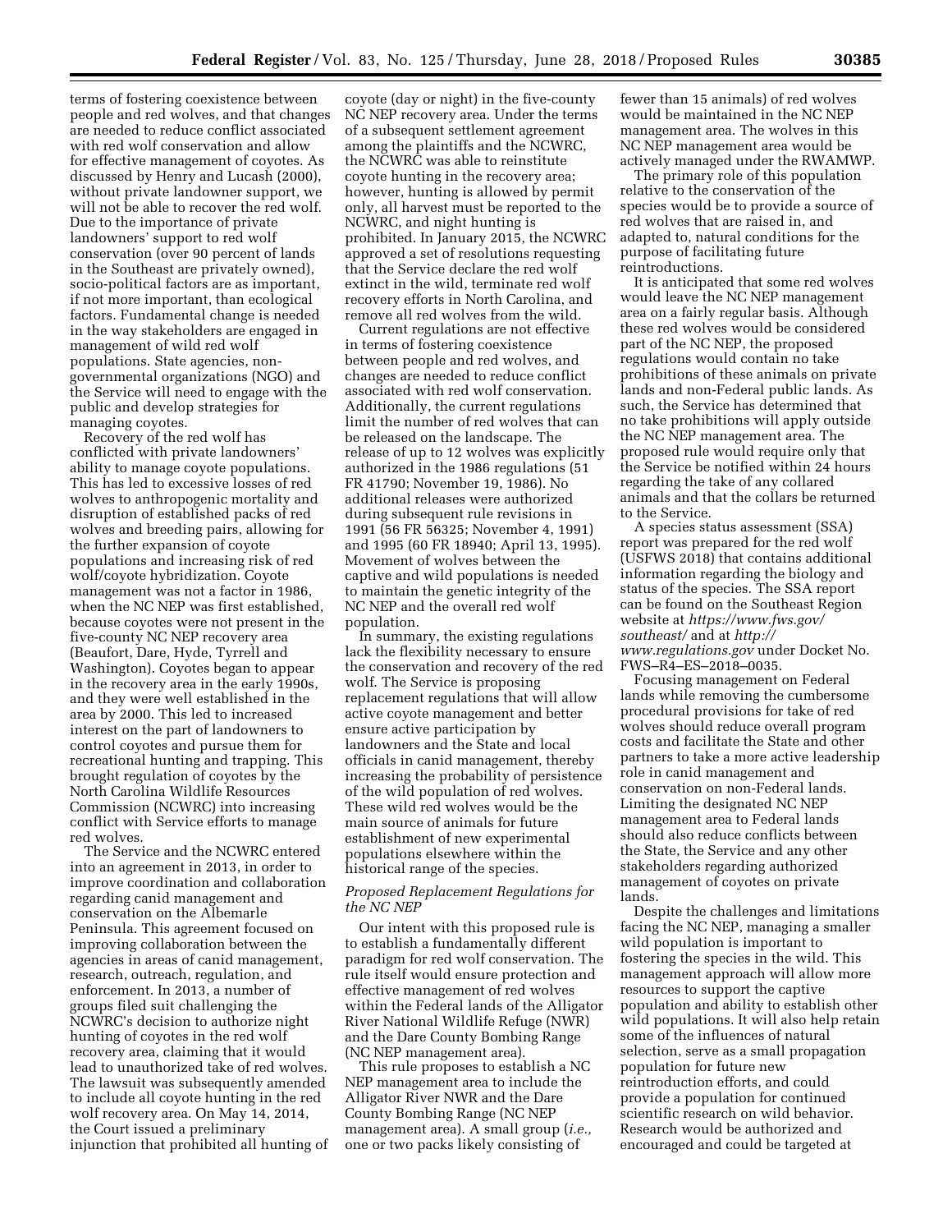terms of fostering coexistence between people and red wolves, and that changes are needed to reduce conflict associated with red wolf conservation and allow for effective management of coyotes. As discussed by Henry and Lucash (2000), without private landowner support, we will not be able to recover the red wolf. Due to the importance of private landowners' support to red wolf conservation (over 90 percent of lands in the Southeast are privately owned), socio-political factors are as important, if not more important, than ecological factors. Fundamental change is needed in the way stakeholders are engaged in management of wild red wolf populations. State agencies, non-governmental organizations (NGO) and the Service will need to engage with the public and develop strategies for managing coyotes.

Recovery of the red wolf has conflicted with private landowners' ability to manage coyote populations. This has led to excessive losses of red wolves to anthropogenic mortality and disruption of established packs of red wolves and breeding pairs, allowing for the further expansion of coyote populations and increasing risk of red wolf/coyote hybridization. Coyote management was not a factor in 1986, when the NC NEP was first established, because coyotes were not present in the five-county NC NEP recovery area (Beaufort, Dare, Hyde, Tyrrell and Washington). Coyotes began to appear in the recovery area in the early 1990s, and they were well established in the area by 2000. This led to increased interest on the part of landowners to control coyotes and pursue them for recreational hunting and trapping. This brought regulation of coyotes by the North Carolina Wildlife Resources Commission (NCWRC) into increasing conflict with Service efforts to manage red wolves.

The Service and the NCWRC entered into an agreement in 2013, in order to improve coordination and collaboration regarding canid management and conservation on the Albemarle Peninsula. This agreement focused on improving collaboration between the agencies in areas of canid management, research, outreach, regulation, and enforcement. In 2013, a number of groups filed suit challenging the NCWRC's decision to authorize night hunting of coyotes in the red wolf recovery area, claiming that it would lead to unauthorized take of red wolves. The lawsuit was subsequently amended to include all coyote hunting in the red wolf recovery area. On May 14, 2014, the Court issued a preliminary injunction that prohibited all hunting of coyote (day or night) in the five-county NC NEP recovery area. Under the terms of a subsequent settlement agreement among the plaintiffs and the NCWRC, the NCWRC was able to reinstitute coyote hunting in the recovery area; however, hunting is allowed by permit only, all harvest must be reported to the NCWRC, and night hunting is prohibited. In January 2015, the NCWRC approved a set of resolutions requesting that the Service declare the red wolf extinct in the wild, terminate red wolf recovery efforts in North Carolina, and remove all red wolves from the wild.

Current regulations are not effective in terms of fostering coexistence between people and red wolves, and changes are needed to reduce conflict associated with red wolf conservation. Additionally, the current regulations limit the number of red wolves that can be released on the landscape. The release of up to 12 wolves was explicitly authorized in the 1986 regulations (51 FR 41790; November 19, 1986). No additional releases were authorized during subsequent rule revisions in 1991 (56 FR 56325; November 4, 1991) and 1995 (60 FR 18940; April 13, 1995). Movement of wolves between the captive and wild populations is needed to maintain the genetic integrity of the NC NEP and the overall red wolf population.

In summary, the existing regulations lack the flexibility necessary to ensure the conservation and recovery of the red wolf. The Service is proposing replacement regulations that will allow active coyote management and better ensure active participation by landowners and the State and local officials in canid management, thereby increasing the probability of persistence of the wild population of red wolves. These wild red wolves would be the main source of animals for future establishment of new experimental populations elsewhere within the historical range of the species.

*Proposed Replacement Regulations for the NC NEP*

Our intent with this proposed rule is to establish a fundamentally different paradigm for red wolf conservation. The rule itself would ensure protection and effective management of red wolves within the Federal lands of the Alligator River National Wildlife Refuge (NWR) and the Dare County Bombing Range (NC NEP management area).

This rule proposes to establish a NC NEP management area to include the Alligator River NWR and the Dare County Bombing Range (NC NEP management area). A small group (*i.e.,* one or two packs likely consisting of fewer than 15 animals) of red wolves would be maintained in the NC NEP management area. The wolves in this NC NEP management area would be actively managed under the RWAMWP.

The primary role of this population relative to the conservation of the species would be to provide a source of red wolves that are raised in, and adapted to, natural conditions for the purpose of facilitating future reintroductions.

It is anticipated that some red wolves would leave the NC NEP management area on a fairly regular basis. Although these red wolves would be considered part of the NC NEP, the proposed regulations would contain no take prohibitions of these animals on private lands and non-Federal public lands. As such, the Service has determined that no take prohibitions will apply outside the NC NEP management area. The proposed rule would require only that the Service be notified within 24 hours regarding the take of any collared animals and that the collars be returned to the Service.

A species status assessment (SSA) report was prepared for the red wolf (USFWS 2018) that contains additional information regarding the biology and status of the species. The SSA report can be found on the Southeast Region website at *https://www.fws.gov/southeast/* and at *http://www.regulations.gov* under Docket No. FWS–R4–ES–2018–0035.

Focusing management on Federal lands while removing the cumbersome procedural provisions for take of red wolves should reduce overall program costs and facilitate the State and other partners to take a more active leadership role in canid management and conservation on non-Federal lands. Limiting the designated NC NEP management area to Federal lands should also reduce conflicts between the State, the Service and any other stakeholders regarding authorized management of coyotes on private lands.

Despite the challenges and limitations facing the NC NEP, managing a smaller wild population is important to fostering the species in the wild. This management approach will allow more resources to support the captive population and ability to establish other wild populations. It will also help retain some of the influences of natural selection, serve as a small propagation population for future new reintroduction efforts, and could provide a population for continued scientific research on wild behavior. Research would be authorized and encouraged and could be targeted at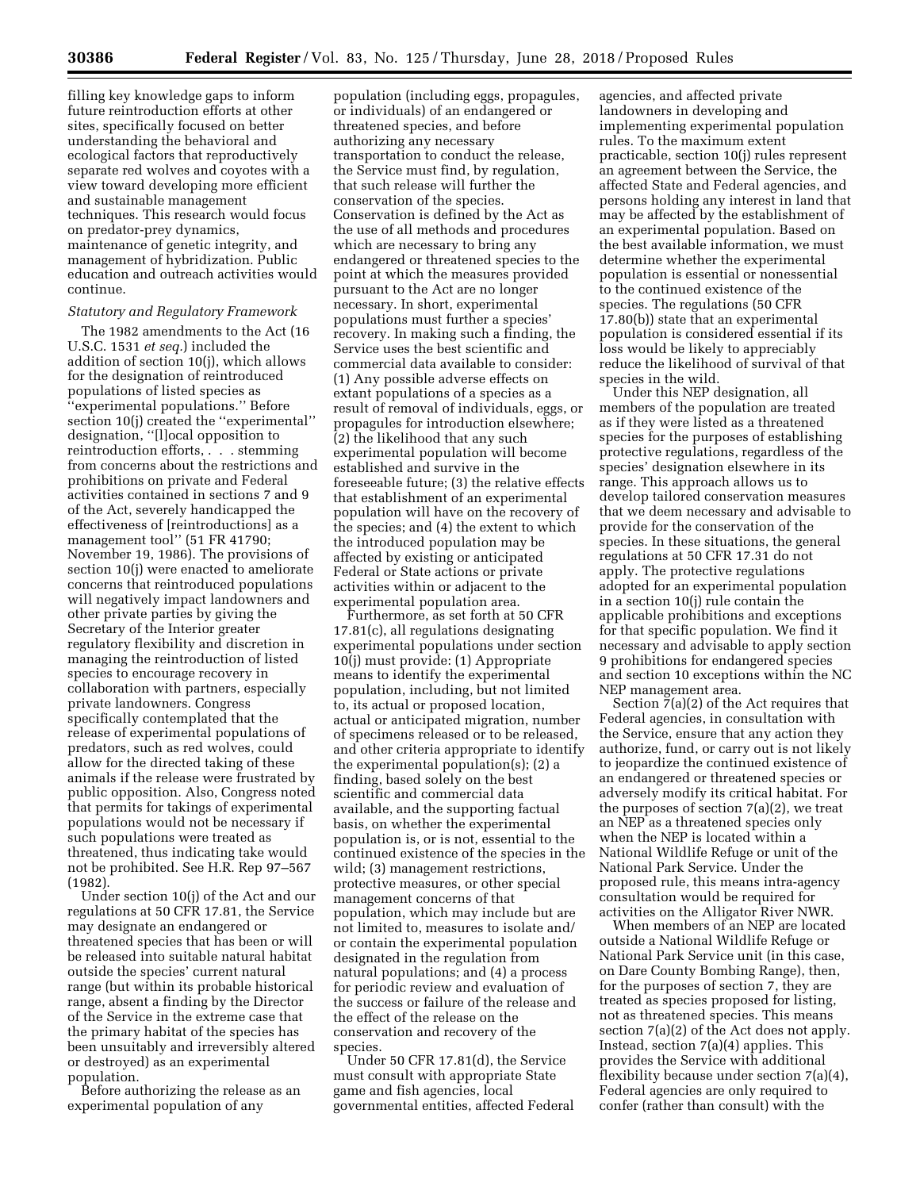filling key knowledge gaps to inform future reintroduction efforts at other sites, specifically focused on better understanding the behavioral and ecological factors that reproductively separate red wolves and coyotes with a view toward developing more efficient and sustainable management techniques. This research would focus on predator-prey dynamics, maintenance of genetic integrity, and management of hybridization. Public education and outreach activities would continue.

*Statutory and Regulatory Framework*

The 1982 amendments to the Act (16 U.S.C. 1531 *et seq.*) included the addition of section 10(j), which allows for the designation of reintroduced populations of listed species as ''experimental populations.'' Before section 10(j) created the ''experimental'' designation, ''[l]ocal opposition to reintroduction efforts, . . . stemming from concerns about the restrictions and prohibitions on private and Federal activities contained in sections 7 and 9 of the Act, severely handicapped the effectiveness of [reintroductions] as a management tool'' (51 FR 41790; November 19, 1986). The provisions of section 10(j) were enacted to ameliorate concerns that reintroduced populations will negatively impact landowners and other private parties by giving the Secretary of the Interior greater regulatory flexibility and discretion in managing the reintroduction of listed species to encourage recovery in collaboration with partners, especially private landowners. Congress specifically contemplated that the release of experimental populations of predators, such as red wolves, could allow for the directed taking of these animals if the release were frustrated by public opposition. Also, Congress noted that permits for takings of experimental populations would not be necessary if such populations were treated as threatened, thus indicating take would not be prohibited. See H.R. Rep 97–567 (1982).

Under section 10(j) of the Act and our regulations at 50 CFR 17.81, the Service may designate an endangered or threatened species that has been or will be released into suitable natural habitat outside the species' current natural range (but within its probable historical range, absent a finding by the Director of the Service in the extreme case that the primary habitat of the species has been unsuitably and irreversibly altered or destroyed) as an experimental population.

Before authorizing the release as an experimental population of any population (including eggs, propagules, or individuals) of an endangered or threatened species, and before authorizing any necessary transportation to conduct the release, the Service must find, by regulation, that such release will further the conservation of the species. Conservation is defined by the Act as the use of all methods and procedures which are necessary to bring any endangered or threatened species to the point at which the measures provided pursuant to the Act are no longer necessary. In short, experimental populations must further a species' recovery. In making such a finding, the Service uses the best scientific and commercial data available to consider: (1) Any possible adverse effects on extant populations of a species as a result of removal of individuals, eggs, or propagules for introduction elsewhere; (2) the likelihood that any such experimental population will become established and survive in the foreseeable future; (3) the relative effects that establishment of an experimental population will have on the recovery of the species; and (4) the extent to which the introduced population may be affected by existing or anticipated Federal or State actions or private activities within or adjacent to the experimental population area.

Furthermore, as set forth at 50 CFR 17.81(c), all regulations designating experimental populations under section 10(j) must provide: (1) Appropriate means to identify the experimental population, including, but not limited to, its actual or proposed location, actual or anticipated migration, number of specimens released or to be released, and other criteria appropriate to identify the experimental population(s); (2) a finding, based solely on the best scientific and commercial data available, and the supporting factual basis, on whether the experimental population is, or is not, essential to the continued existence of the species in the wild; (3) management restrictions, protective measures, or other special management concerns of that population, which may include but are not limited to, measures to isolate and/or contain the experimental population designated in the regulation from natural populations; and (4) a process for periodic review and evaluation of the success or failure of the release and the effect of the release on the conservation and recovery of the species.

Under 50 CFR 17.81(d), the Service must consult with appropriate State game and fish agencies, local governmental entities, affected Federal agencies, and affected private landowners in developing and implementing experimental population rules. To the maximum extent practicable, section 10(j) rules represent an agreement between the Service, the affected State and Federal agencies, and persons holding any interest in land that may be affected by the establishment of an experimental population. Based on the best available information, we must determine whether the experimental population is essential or nonessential to the continued existence of the species. The regulations (50 CFR 17.80(b)) state that an experimental population is considered essential if its loss would be likely to appreciably reduce the likelihood of survival of that species in the wild.

Under this NEP designation, all members of the population are treated as if they were listed as a threatened species for the purposes of establishing protective regulations, regardless of the species' designation elsewhere in its range. This approach allows us to develop tailored conservation measures that we deem necessary and advisable to provide for the conservation of the species. In these situations, the general regulations at 50 CFR 17.31 do not apply. The protective regulations adopted for an experimental population in a section 10(j) rule contain the applicable prohibitions and exceptions for that specific population. We find it necessary and advisable to apply section 9 prohibitions for endangered species and section 10 exceptions within the NC NEP management area.

Section 7(a)(2) of the Act requires that Federal agencies, in consultation with the Service, ensure that any action they authorize, fund, or carry out is not likely to jeopardize the continued existence of an endangered or threatened species or adversely modify its critical habitat. For the purposes of section 7(a)(2), we treat an NEP as a threatened species only when the NEP is located within a National Wildlife Refuge or unit of the National Park Service. Under the proposed rule, this means intra-agency consultation would be required for activities on the Alligator River NWR.

When members of an NEP are located outside a National Wildlife Refuge or National Park Service unit (in this case, on Dare County Bombing Range), then, for the purposes of section 7, they are treated as species proposed for listing, not as threatened species. This means section 7(a)(2) of the Act does not apply. Instead, section 7(a)(4) applies. This provides the Service with additional flexibility because under section 7(a)(4), Federal agencies are only required to confer (rather than consult) with the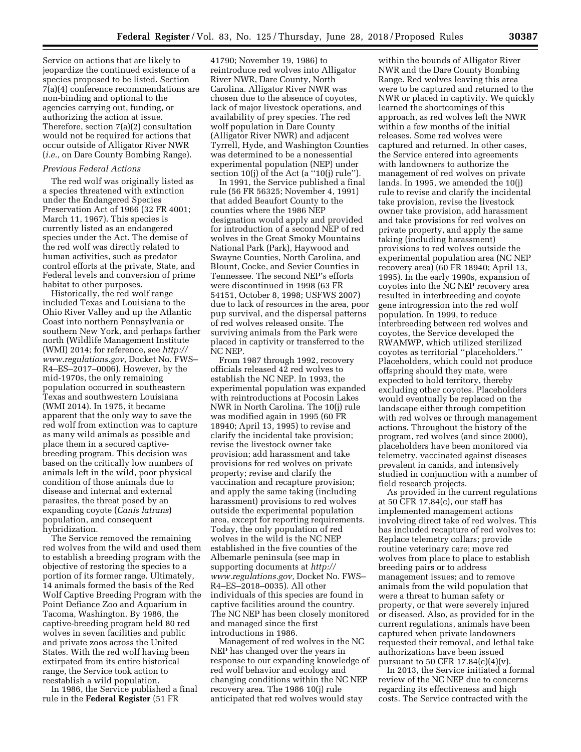Service on actions that are likely to jeopardize the continued existence of a species proposed to be listed. Section 7(a)(4) conference recommendations are non-binding and optional to the agencies carrying out, funding, or authorizing the action at issue. Therefore, section 7(a)(2) consultation would not be required for actions that occur outside of Alligator River NWR (*i.e.,* on Dare County Bombing Range).

*Previous Federal Actions*

The red wolf was originally listed as a species threatened with extinction under the Endangered Species Preservation Act of 1966 (32 FR 4001; March 11, 1967). This species is currently listed as an endangered species under the Act. The demise of the red wolf was directly related to human activities, such as predator control efforts at the private, State, and Federal levels and conversion of prime habitat to other purposes.

Historically, the red wolf range included Texas and Louisiana to the Ohio River Valley and up the Atlantic Coast into northern Pennsylvania or southern New York, and perhaps farther north (Wildlife Management Institute (WMI) 2014; for reference, see *http://www.regulations.gov,* Docket No. FWS–R4–ES–2017–0006). However, by the mid-1970s, the only remaining population occurred in southeastern Texas and southwestern Louisiana (WMI 2014). In 1975, it became apparent that the only way to save the red wolf from extinction was to capture as many wild animals as possible and place them in a secured captive-breeding program. This decision was based on the critically low numbers of animals left in the wild, poor physical condition of those animals due to disease and internal and external parasites, the threat posed by an expanding coyote (*Canis latrans*) population, and consequent hybridization.

The Service removed the remaining red wolves from the wild and used them to establish a breeding program with the objective of restoring the species to a portion of its former range. Ultimately, 14 animals formed the basis of the Red Wolf Captive Breeding Program with the Point Defiance Zoo and Aquarium in Tacoma, Washington. By 1986, the captive-breeding program held 80 red wolves in seven facilities and public and private zoos across the United States. With the red wolf having been extirpated from its entire historical range, the Service took action to reestablish a wild population.

In 1986, the Service published a final rule in the **Federal Register** (51 FR 41790; November 19, 1986) to reintroduce red wolves into Alligator River NWR, Dare County, North Carolina. Alligator River NWR was chosen due to the absence of coyotes, lack of major livestock operations, and availability of prey species. The red wolf population in Dare County (Alligator River NWR) and adjacent Tyrrell, Hyde, and Washington Counties was determined to be a nonessential experimental population (NEP) under section 10(j) of the Act (a ''10(j) rule'').

In 1991, the Service published a final rule (56 FR 56325; November 4, 1991) that added Beaufort County to the counties where the 1986 NEP designation would apply and provided for introduction of a second NEP of red wolves in the Great Smoky Mountains National Park (Park), Haywood and Swayne Counties, North Carolina, and Blount, Cocke, and Sevier Counties in Tennessee. The second NEP's efforts were discontinued in 1998 (63 FR 54151, October 8, 1998; USFWS 2007) due to lack of resources in the area, poor pup survival, and the dispersal patterns of red wolves released onsite. The surviving animals from the Park were placed in captivity or transferred to the NC NEP.

From 1987 through 1992, recovery officials released 42 red wolves to establish the NC NEP. In 1993, the experimental population was expanded with reintroductions at Pocosin Lakes NWR in North Carolina. The 10(j) rule was modified again in 1995 (60 FR 18940; April 13, 1995) to revise and clarify the incidental take provision; revise the livestock owner take provision; add harassment and take provisions for red wolves on private property; revise and clarify the vaccination and recapture provision; and apply the same taking (including harassment) provisions to red wolves outside the experimental population area, except for reporting requirements. Today, the only population of red wolves in the wild is the NC NEP established in the five counties of the Albemarle peninsula (see map in supporting documents at *http://www.regulations.gov,* Docket No. FWS–R4–ES–2018–0035). All other individuals of this species are found in captive facilities around the country. The NC NEP has been closely monitored and managed since the first introductions in 1986.

Management of red wolves in the NC NEP has changed over the years in response to our expanding knowledge of red wolf behavior and ecology and changing conditions within the NC NEP recovery area. The 1986 10(j) rule anticipated that red wolves would stay within the bounds of Alligator River NWR and the Dare County Bombing Range. Red wolves leaving this area were to be captured and returned to the NWR or placed in captivity. We quickly learned the shortcomings of this approach, as red wolves left the NWR within a few months of the initial releases. Some red wolves were captured and returned. In other cases, the Service entered into agreements with landowners to authorize the management of red wolves on private lands. In 1995, we amended the 10(j) rule to revise and clarify the incidental take provision, revise the livestock owner take provision, add harassment and take provisions for red wolves on private property, and apply the same taking (including harassment) provisions to red wolves outside the experimental population area (NC NEP recovery area) (60 FR 18940; April 13, 1995). In the early 1990s, expansion of coyotes into the NC NEP recovery area resulted in interbreeding and coyote gene introgression into the red wolf population. In 1999, to reduce interbreeding between red wolves and coyotes, the Service developed the RWAMWP, which utilized sterilized coyotes as territorial ''placeholders.'' Placeholders, which could not produce offspring should they mate, were expected to hold territory, thereby excluding other coyotes. Placeholders would eventually be replaced on the landscape either through competition with red wolves or through management actions. Throughout the history of the program, red wolves (and since 2000), placeholders have been monitored via telemetry, vaccinated against diseases prevalent in canids, and intensively studied in conjunction with a number of field research projects.

As provided in the current regulations at 50 CFR 17.84(c), our staff has implemented management actions involving direct take of red wolves. This has included recapture of red wolves to: Replace telemetry collars; provide routine veterinary care; move red wolves from place to place to establish breeding pairs or to address management issues; and to remove animals from the wild population that were a threat to human safety or property, or that were severely injured or diseased. Also, as provided for in the current regulations, animals have been captured when private landowners requested their removal, and lethal take authorizations have been issued pursuant to 50 CFR 17.84(c)(4)(v).

In 2013, the Service initiated a formal review of the NC NEP due to concerns regarding its effectiveness and high costs. The Service contracted with the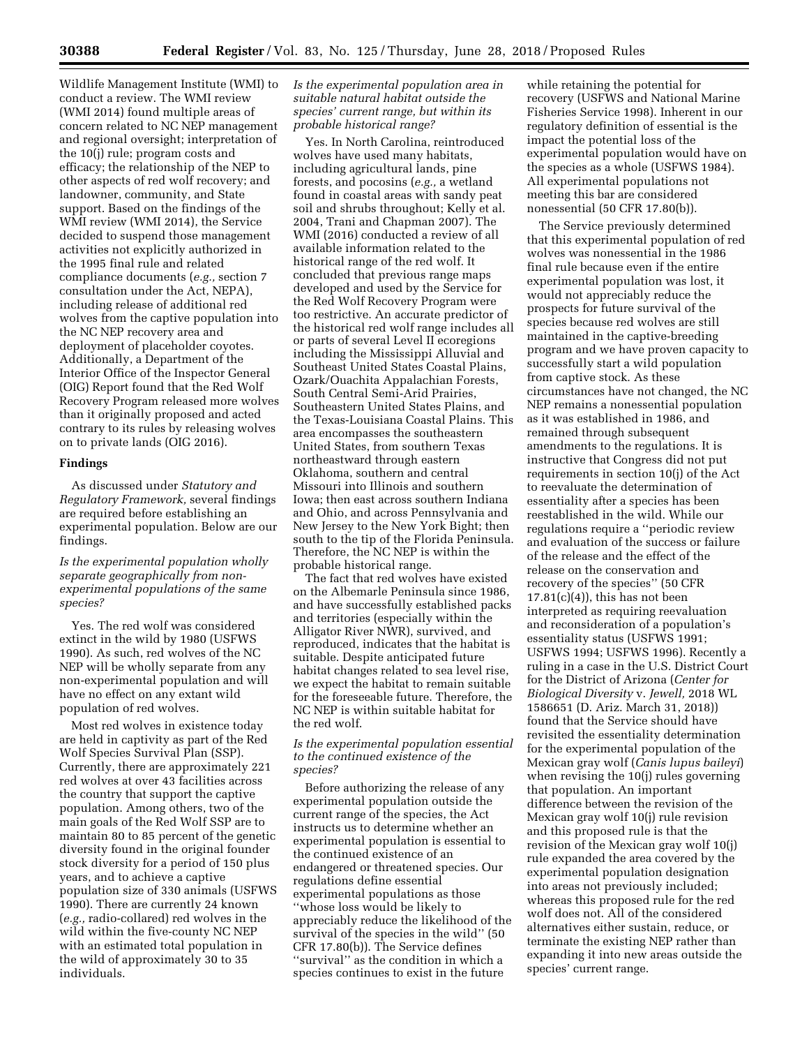Wildlife Management Institute (WMI) to conduct a review. The WMI review (WMI 2014) found multiple areas of concern related to NC NEP management and regional oversight; interpretation of the 10(j) rule; program costs and efficacy; the relationship of the NEP to other aspects of red wolf recovery; and landowner, community, and State support. Based on the findings of the WMI review (WMI 2014), the Service decided to suspend those management activities not explicitly authorized in the 1995 final rule and related compliance documents (*e.g.,* section 7 consultation under the Act, NEPA), including release of additional red wolves from the captive population into the NC NEP recovery area and deployment of placeholder coyotes. Additionally, a Department of the Interior Office of the Inspector General (OIG) Report found that the Red Wolf Recovery Program released more wolves than it originally proposed and acted contrary to its rules by releasing wolves on to private lands (OIG 2016).

## Findings

As discussed under *Statutory and Regulatory Framework,* several findings are required before establishing an experimental population. Below are our findings.

### *Is the experimental population wholly separate geographically from non-experimental populations of the same species?*

Yes. The red wolf was considered extinct in the wild by 1980 (USFWS 1990). As such, red wolves of the NC NEP will be wholly separate from any non-experimental population and will have no effect on any extant wild population of red wolves.

Most red wolves in existence today are held in captivity as part of the Red Wolf Species Survival Plan (SSP). Currently, there are approximately 221 red wolves at over 43 facilities across the country that support the captive population. Among others, two of the main goals of the Red Wolf SSP are to maintain 80 to 85 percent of the genetic diversity found in the original founder stock diversity for a period of 150 plus years, and to achieve a captive population size of 330 animals (USFWS 1990). There are currently 24 known (*e.g.,* radio-collared) red wolves in the wild within the five-county NC NEP with an estimated total population in the wild of approximately 30 to 35 individuals.

### *Is the experimental population area in suitable natural habitat outside the species' current range, but within its probable historical range?*

Yes. In North Carolina, reintroduced wolves have used many habitats, including agricultural lands, pine forests, and pocosins (*e.g.,* a wetland found in coastal areas with sandy peat soil and shrubs throughout; Kelly et al. 2004, Trani and Chapman 2007). The WMI (2016) conducted a review of all available information related to the historical range of the red wolf. It concluded that previous range maps developed and used by the Service for the Red Wolf Recovery Program were too restrictive. An accurate predictor of the historical red wolf range includes all or parts of several Level II ecoregions including the Mississippi Alluvial and Southeast United States Coastal Plains, Ozark/Ouachita Appalachian Forests, South Central Semi-Arid Prairies, Southeastern United States Plains, and the Texas-Louisiana Coastal Plains. This area encompasses the southeastern United States, from southern Texas northeastward through eastern Oklahoma, southern and central Missouri into Illinois and southern Iowa; then east across southern Indiana and Ohio, and across Pennsylvania and New Jersey to the New York Bight; then south to the tip of the Florida Peninsula. Therefore, the NC NEP is within the probable historical range.

The fact that red wolves have existed on the Albemarle Peninsula since 1986, and have successfully established packs and territories (especially within the Alligator River NWR), survived, and reproduced, indicates that the habitat is suitable. Despite anticipated future habitat changes related to sea level rise, we expect the habitat to remain suitable for the foreseeable future. Therefore, the NC NEP is within suitable habitat for the red wolf.

### *Is the experimental population essential to the continued existence of the species?*

Before authorizing the release of any experimental population outside the current range of the species, the Act instructs us to determine whether an experimental population is essential to the continued existence of an endangered or threatened species. Our regulations define essential experimental populations as those "whose loss would be likely to appreciably reduce the likelihood of the survival of the species in the wild" (50 CFR 17.80(b)). The Service defines "survival" as the condition in which a species continues to exist in the future while retaining the potential for recovery (USFWS and National Marine Fisheries Service 1998). Inherent in our regulatory definition of essential is the impact the potential loss of the experimental population would have on the species as a whole (USFWS 1984). All experimental populations not meeting this bar are considered nonessential (50 CFR 17.80(b)).

The Service previously determined that this experimental population of red wolves was nonessential in the 1986 final rule because even if the entire experimental population was lost, it would not appreciably reduce the prospects for future survival of the species because red wolves are still maintained in the captive-breeding program and we have proven capacity to successfully start a wild population from captive stock. As these circumstances have not changed, the NC NEP remains a nonessential population as it was established in 1986, and remained through subsequent amendments to the regulations. It is instructive that Congress did not put requirements in section 10(j) of the Act to reevaluate the determination of essentiality after a species has been reestablished in the wild. While our regulations require a "periodic review and evaluation of the success or failure of the release and the effect of the release on the conservation and recovery of the species" (50 CFR 17.81(c)(4)), this has not been interpreted as requiring reevaluation and reconsideration of a population's essentiality status (USFWS 1991; USFWS 1994; USFWS 1996). Recently a ruling in a case in the U.S. District Court for the District of Arizona (*Center for Biological Diversity* v. *Jewell,* 2018 WL 1586651 (D. Ariz. March 31, 2018)) found that the Service should have revisited the essentiality determination for the experimental population of the Mexican gray wolf (*Canis lupus baileyi*) when revising the 10(j) rules governing that population. An important difference between the revision of the Mexican gray wolf 10(j) rule revision and this proposed rule is that the revision of the Mexican gray wolf 10(j) rule expanded the area covered by the experimental population designation into areas not previously included; whereas this proposed rule for the red wolf does not. All of the considered alternatives either sustain, reduce, or terminate the existing NEP rather than expanding it into new areas outside the species' current range.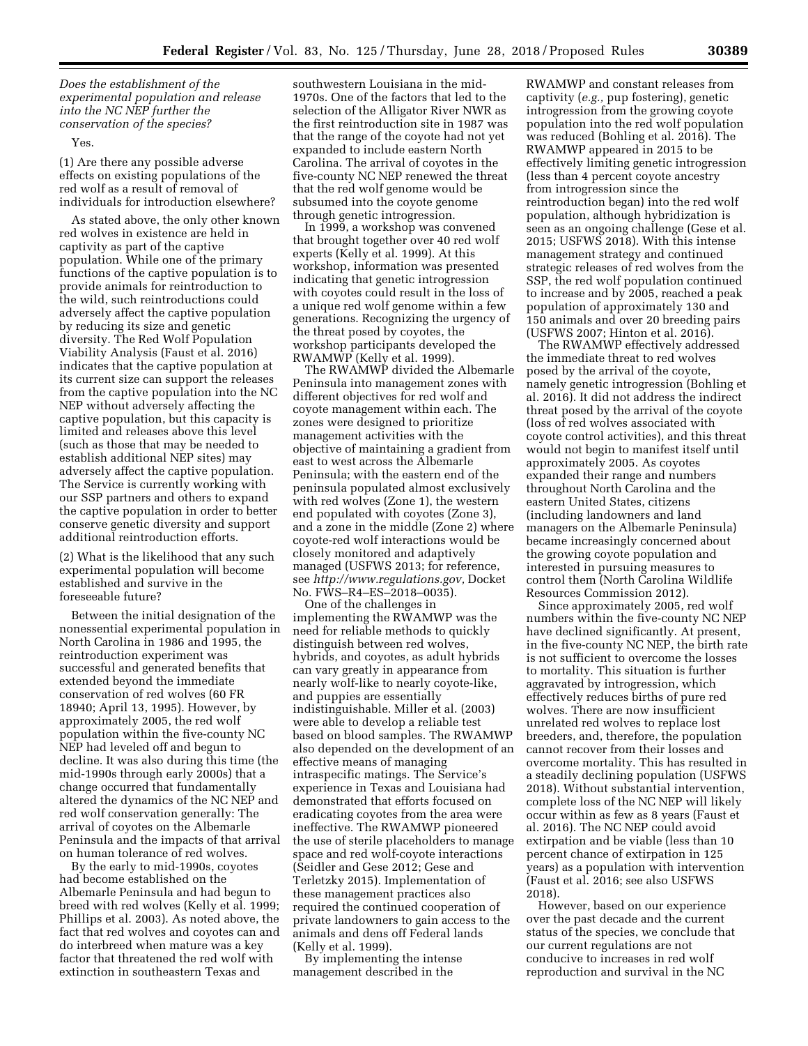*Does the establishment of the experimental population and release into the NC NEP further the conservation of the species?*

Yes.

(1) Are there any possible adverse effects on existing populations of the red wolf as a result of removal of individuals for introduction elsewhere?

As stated above, the only other known red wolves in existence are held in captivity as part of the captive population. While one of the primary functions of the captive population is to provide animals for reintroduction to the wild, such reintroductions could adversely affect the captive population by reducing its size and genetic diversity. The Red Wolf Population Viability Analysis (Faust et al. 2016) indicates that the captive population at its current size can support the releases from the captive population into the NC NEP without adversely affecting the captive population, but this capacity is limited and releases above this level (such as those that may be needed to establish additional NEP sites) may adversely affect the captive population. The Service is currently working with our SSP partners and others to expand the captive population in order to better conserve genetic diversity and support additional reintroduction efforts.

(2) What is the likelihood that any such experimental population will become established and survive in the foreseeable future?

Between the initial designation of the nonessential experimental population in North Carolina in 1986 and 1995, the reintroduction experiment was successful and generated benefits that extended beyond the immediate conservation of red wolves (60 FR 18940; April 13, 1995). However, by approximately 2005, the red wolf population within the five-county NC NEP had leveled off and begun to decline. It was also during this time (the mid-1990s through early 2000s) that a change occurred that fundamentally altered the dynamics of the NC NEP and red wolf conservation generally: The arrival of coyotes on the Albemarle Peninsula and the impacts of that arrival on human tolerance of red wolves.

By the early to mid-1990s, coyotes had become established on the Albemarle Peninsula and had begun to breed with red wolves (Kelly et al. 1999; Phillips et al. 2003). As noted above, the fact that red wolves and coyotes can and do interbreed when mature was a key factor that threatened the red wolf with extinction in southeastern Texas and southwestern Louisiana in the mid-1970s. One of the factors that led to the selection of the Alligator River NWR as the first reintroduction site in 1987 was that the range of the coyote had not yet expanded to include eastern North Carolina. The arrival of coyotes in the five-county NC NEP renewed the threat that the red wolf genome would be subsumed into the coyote genome through genetic introgression.

In 1999, a workshop was convened that brought together over 40 red wolf experts (Kelly et al. 1999). At this workshop, information was presented indicating that genetic introgression with coyotes could result in the loss of a unique red wolf genome within a few generations. Recognizing the urgency of the threat posed by coyotes, the workshop participants developed the RWAMWP (Kelly et al. 1999).

The RWAMWP divided the Albemarle Peninsula into management zones with different objectives for red wolf and coyote management within each. The zones were designed to prioritize management activities with the objective of maintaining a gradient from east to west across the Albemarle Peninsula; with the eastern end of the peninsula populated almost exclusively with red wolves (Zone 1), the western end populated with coyotes (Zone 3), and a zone in the middle (Zone 2) where coyote-red wolf interactions would be closely monitored and adaptively managed (USFWS 2013; for reference, see *http://www.regulations.gov,* Docket No. FWS–R4–ES–2018–0035).

One of the challenges in implementing the RWAMWP was the need for reliable methods to quickly distinguish between red wolves, hybrids, and coyotes, as adult hybrids can vary greatly in appearance from nearly wolf-like to nearly coyote-like, and puppies are essentially indistinguishable. Miller et al. (2003) were able to develop a reliable test based on blood samples. The RWAMWP also depended on the development of an effective means of managing intraspecific matings. The Service's experience in Texas and Louisiana had demonstrated that efforts focused on eradicating coyotes from the area were ineffective. The RWAMWP pioneered the use of sterile placeholders to manage space and red wolf-coyote interactions (Seidler and Gese 2012; Gese and Terletzky 2015). Implementation of these management practices also required the continued cooperation of private landowners to gain access to the animals and dens off Federal lands (Kelly et al. 1999).

By implementing the intense management described in the RWAMWP and constant releases from captivity (*e.g.,* pup fostering), genetic introgression from the growing coyote population into the red wolf population was reduced (Bohling et al. 2016). The RWAMWP appeared in 2015 to be effectively limiting genetic introgression (less than 4 percent coyote ancestry from introgression since the reintroduction began) into the red wolf population, although hybridization is seen as an ongoing challenge (Gese et al. 2015; USFWS 2018). With this intense management strategy and continued strategic releases of red wolves from the SSP, the red wolf population continued to increase and by 2005, reached a peak population of approximately 130 and 150 animals and over 20 breeding pairs (USFWS 2007; Hinton et al. 2016).

The RWAMWP effectively addressed the immediate threat to red wolves posed by the arrival of the coyote, namely genetic introgression (Bohling et al. 2016). It did not address the indirect threat posed by the arrival of the coyote (loss of red wolves associated with coyote control activities), and this threat would not begin to manifest itself until approximately 2005. As coyotes expanded their range and numbers throughout North Carolina and the eastern United States, citizens (including landowners and land managers on the Albemarle Peninsula) became increasingly concerned about the growing coyote population and interested in pursuing measures to control them (North Carolina Wildlife Resources Commission 2012).

Since approximately 2005, red wolf numbers within the five-county NC NEP have declined significantly. At present, in the five-county NC NEP, the birth rate is not sufficient to overcome the losses to mortality. This situation is further aggravated by introgression, which effectively reduces births of pure red wolves. There are now insufficient unrelated red wolves to replace lost breeders, and, therefore, the population cannot recover from their losses and overcome mortality. This has resulted in a steadily declining population (USFWS 2018). Without substantial intervention, complete loss of the NC NEP will likely occur within as few as 8 years (Faust et al. 2016). The NC NEP could avoid extirpation and be viable (less than 10 percent chance of extirpation in 125 years) as a population with intervention (Faust et al. 2016; see also USFWS 2018).

However, based on our experience over the past decade and the current status of the species, we conclude that our current regulations are not conducive to increases in red wolf reproduction and survival in the NC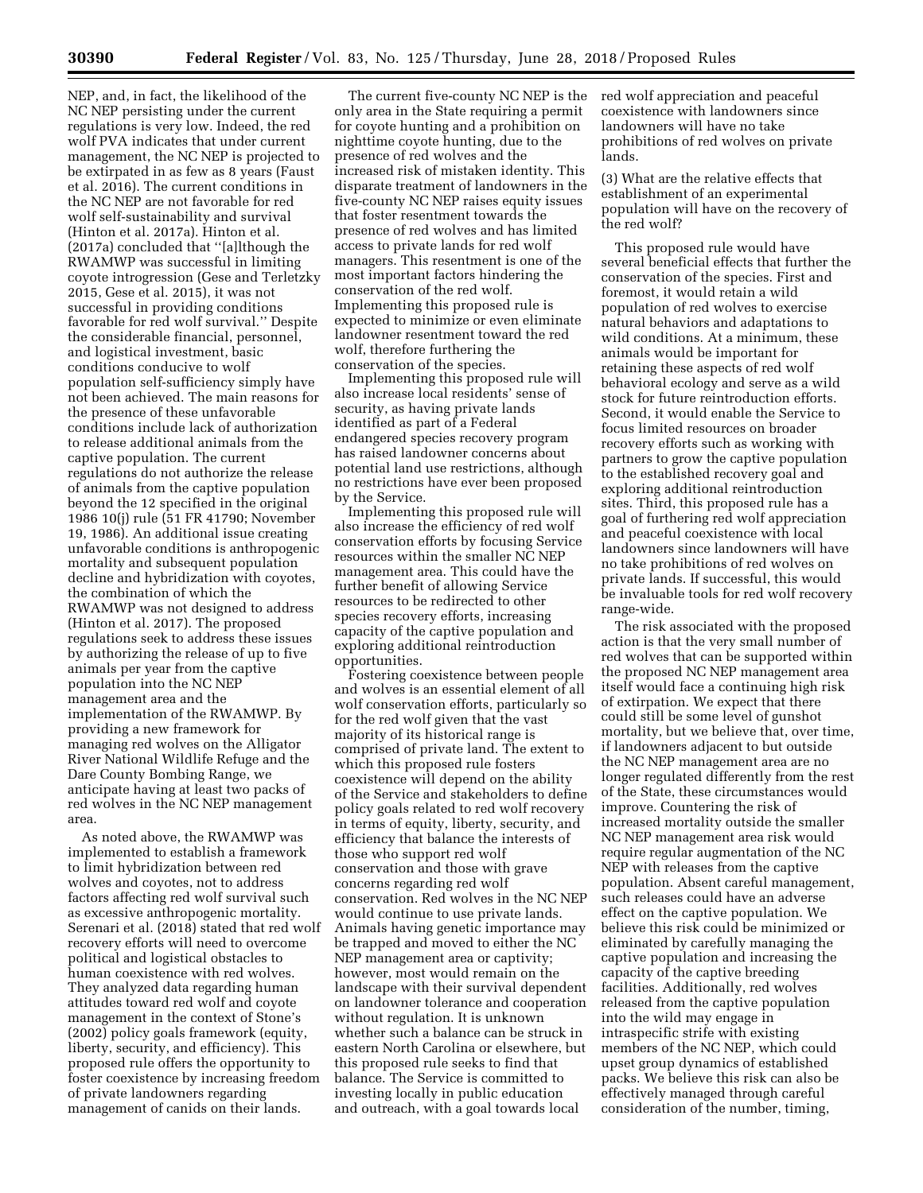NEP, and, in fact, the likelihood of the NC NEP persisting under the current regulations is very low. Indeed, the red wolf PVA indicates that under current management, the NC NEP is projected to be extirpated in as few as 8 years (Faust et al. 2016). The current conditions in the NC NEP are not favorable for red wolf self-sustainability and survival (Hinton et al. 2017a). Hinton et al. (2017a) concluded that ''[a]lthough the RWAMWP was successful in limiting coyote introgression (Gese and Terletzky 2015, Gese et al. 2015), it was not successful in providing conditions favorable for red wolf survival.'' Despite the considerable financial, personnel, and logistical investment, basic conditions conducive to wolf population self-sufficiency simply have not been achieved. The main reasons for the presence of these unfavorable conditions include lack of authorization to release additional animals from the captive population. The current regulations do not authorize the release of animals from the captive population beyond the 12 specified in the original 1986 10(j) rule (51 FR 41790; November 19, 1986). An additional issue creating unfavorable conditions is anthropogenic mortality and subsequent population decline and hybridization with coyotes, the combination of which the RWAMWP was not designed to address (Hinton et al. 2017). The proposed regulations seek to address these issues by authorizing the release of up to five animals per year from the captive population into the NC NEP management area and the implementation of the RWAMWP. By providing a new framework for managing red wolves on the Alligator River National Wildlife Refuge and the Dare County Bombing Range, we anticipate having at least two packs of red wolves in the NC NEP management area.

As noted above, the RWAMWP was implemented to establish a framework to limit hybridization between red wolves and coyotes, not to address factors affecting red wolf survival such as excessive anthropogenic mortality. Serenari et al. (2018) stated that red wolf recovery efforts will need to overcome political and logistical obstacles to human coexistence with red wolves. They analyzed data regarding human attitudes toward red wolf and coyote management in the context of Stone's (2002) policy goals framework (equity, liberty, security, and efficiency). This proposed rule offers the opportunity to foster coexistence by increasing freedom of private landowners regarding management of canids on their lands.

The current five-county NC NEP is the only area in the State requiring a permit for coyote hunting and a prohibition on nighttime coyote hunting, due to the presence of red wolves and the increased risk of mistaken identity. This disparate treatment of landowners in the five-county NC NEP raises equity issues that foster resentment towards the presence of red wolves and has limited access to private lands for red wolf managers. This resentment is one of the most important factors hindering the conservation of the red wolf. Implementing this proposed rule is expected to minimize or even eliminate landowner resentment toward the red wolf, therefore furthering the conservation of the species.

Implementing this proposed rule will also increase local residents' sense of security, as having private lands identified as part of a Federal endangered species recovery program has raised landowner concerns about potential land use restrictions, although no restrictions have ever been proposed by the Service.

Implementing this proposed rule will also increase the efficiency of red wolf conservation efforts by focusing Service resources within the smaller NC NEP management area. This could have the further benefit of allowing Service resources to be redirected to other species recovery efforts, increasing capacity of the captive population and exploring additional reintroduction opportunities.

Fostering coexistence between people and wolves is an essential element of all wolf conservation efforts, particularly so for the red wolf given that the vast majority of its historical range is comprised of private land. The extent to which this proposed rule fosters coexistence will depend on the ability of the Service and stakeholders to define policy goals related to red wolf recovery in terms of equity, liberty, security, and efficiency that balance the interests of those who support red wolf conservation and those with grave concerns regarding red wolf conservation. Red wolves in the NC NEP would continue to use private lands. Animals having genetic importance may be trapped and moved to either the NC NEP management area or captivity; however, most would remain on the landscape with their survival dependent on landowner tolerance and cooperation without regulation. It is unknown whether such a balance can be struck in eastern North Carolina or elsewhere, but this proposed rule seeks to find that balance. The Service is committed to investing locally in public education and outreach, with a goal towards local red wolf appreciation and peaceful coexistence with landowners since landowners will have no take prohibitions of red wolves on private lands.

(3) What are the relative effects that establishment of an experimental population will have on the recovery of the red wolf?

This proposed rule would have several beneficial effects that further the conservation of the species. First and foremost, it would retain a wild population of red wolves to exercise natural behaviors and adaptations to wild conditions. At a minimum, these animals would be important for retaining these aspects of red wolf behavioral ecology and serve as a wild stock for future reintroduction efforts. Second, it would enable the Service to focus limited resources on broader recovery efforts such as working with partners to grow the captive population to the established recovery goal and exploring additional reintroduction sites. Third, this proposed rule has a goal of furthering red wolf appreciation and peaceful coexistence with local landowners since landowners will have no take prohibitions of red wolves on private lands. If successful, this would be invaluable tools for red wolf recovery range-wide.

The risk associated with the proposed action is that the very small number of red wolves that can be supported within the proposed NC NEP management area itself would face a continuing high risk of extirpation. We expect that there could still be some level of gunshot mortality, but we believe that, over time, if landowners adjacent to but outside the NC NEP management area are no longer regulated differently from the rest of the State, these circumstances would improve. Countering the risk of increased mortality outside the smaller NC NEP management area risk would require regular augmentation of the NC NEP with releases from the captive population. Absent careful management, such releases could have an adverse effect on the captive population. We believe this risk could be minimized or eliminated by carefully managing the captive population and increasing the capacity of the captive breeding facilities. Additionally, red wolves released from the captive population into the wild may engage in intraspecific strife with existing members of the NC NEP, which could upset group dynamics of established packs. We believe this risk can also be effectively managed through careful consideration of the number, timing,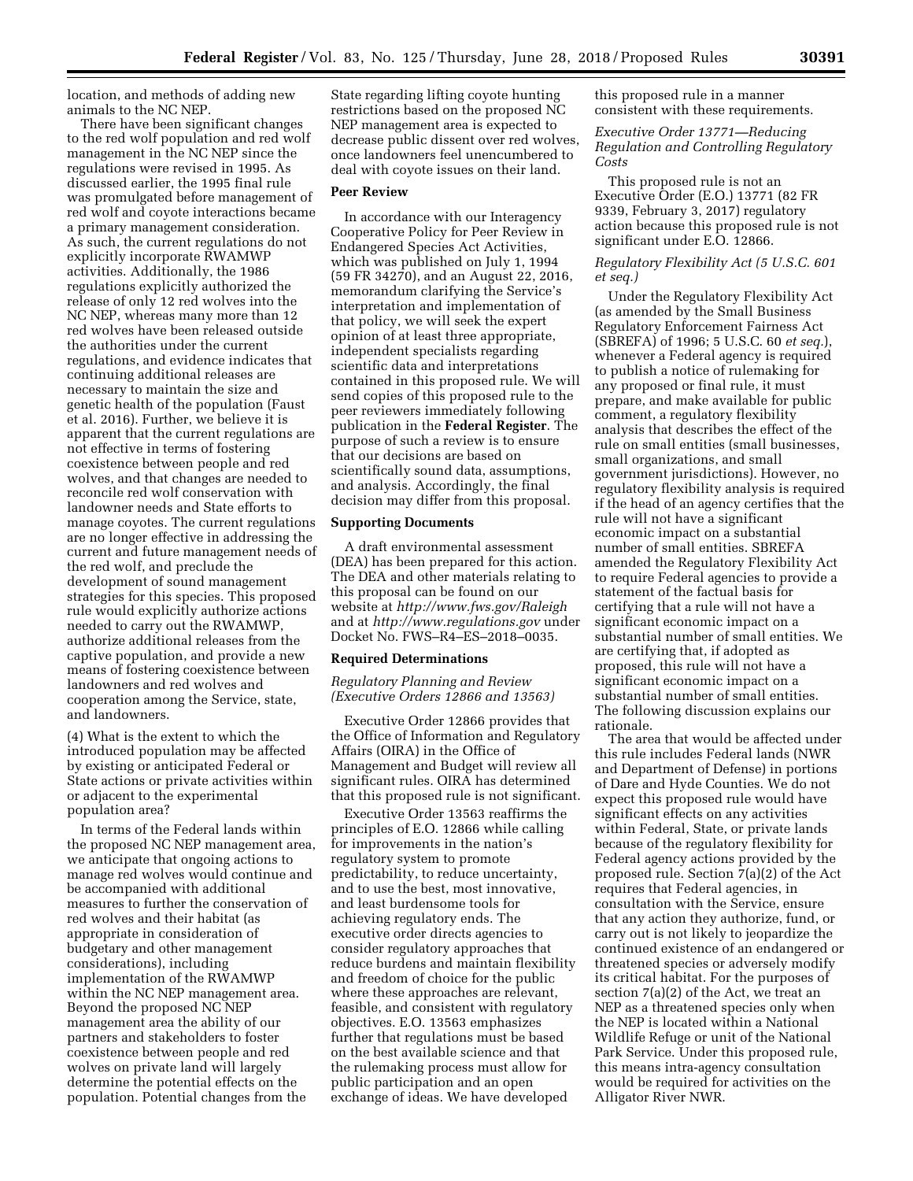location, and methods of adding new animals to the NC NEP.

There have been significant changes to the red wolf population and red wolf management in the NC NEP since the regulations were revised in 1995. As discussed earlier, the 1995 final rule was promulgated before management of red wolf and coyote interactions became a primary management consideration. As such, the current regulations do not explicitly incorporate RWAMWP activities. Additionally, the 1986 regulations explicitly authorized the release of only 12 red wolves into the NC NEP, whereas many more than 12 red wolves have been released outside the authorities under the current regulations, and evidence indicates that continuing additional releases are necessary to maintain the size and genetic health of the population (Faust et al. 2016). Further, we believe it is apparent that the current regulations are not effective in terms of fostering coexistence between people and red wolves, and that changes are needed to reconcile red wolf conservation with landowner needs and State efforts to manage coyotes. The current regulations are no longer effective in addressing the current and future management needs of the red wolf, and preclude the development of sound management strategies for this species. This proposed rule would explicitly authorize actions needed to carry out the RWAMWP, authorize additional releases from the captive population, and provide a new means of fostering coexistence between landowners and red wolves and cooperation among the Service, state, and landowners.

(4) What is the extent to which the introduced population may be affected by existing or anticipated Federal or State actions or private activities within or adjacent to the experimental population area?

In terms of the Federal lands within the proposed NC NEP management area, we anticipate that ongoing actions to manage red wolves would continue and be accompanied with additional measures to further the conservation of red wolves and their habitat (as appropriate in consideration of budgetary and other management considerations), including implementation of the RWAMWP within the NC NEP management area. Beyond the proposed NC NEP management area the ability of our partners and stakeholders to foster coexistence between people and red wolves on private land will largely determine the potential effects on the population. Potential changes from the State regarding lifting coyote hunting restrictions based on the proposed NC NEP management area is expected to decrease public dissent over red wolves, once landowners feel unencumbered to deal with coyote issues on their land.

**Peer Review**

In accordance with our Interagency Cooperative Policy for Peer Review in Endangered Species Act Activities, which was published on July 1, 1994 (59 FR 34270), and an August 22, 2016, memorandum clarifying the Service's interpretation and implementation of that policy, we will seek the expert opinion of at least three appropriate, independent specialists regarding scientific data and interpretations contained in this proposed rule. We will send copies of this proposed rule to the peer reviewers immediately following publication in the **Federal Register**. The purpose of such a review is to ensure that our decisions are based on scientifically sound data, assumptions, and analysis. Accordingly, the final decision may differ from this proposal.

**Supporting Documents**

A draft environmental assessment (DEA) has been prepared for this action. The DEA and other materials relating to this proposal can be found on our website at *http://www.fws.gov/Raleigh* and at *http://www.regulations.gov* under Docket No. FWS–R4–ES–2018–0035.

**Required Determinations**

*Regulatory Planning and Review (Executive Orders 12866 and 13563)*

Executive Order 12866 provides that the Office of Information and Regulatory Affairs (OIRA) in the Office of Management and Budget will review all significant rules. OIRA has determined that this proposed rule is not significant.

Executive Order 13563 reaffirms the principles of E.O. 12866 while calling for improvements in the nation's regulatory system to promote predictability, to reduce uncertainty, and to use the best, most innovative, and least burdensome tools for achieving regulatory ends. The executive order directs agencies to consider regulatory approaches that reduce burdens and maintain flexibility and freedom of choice for the public where these approaches are relevant, feasible, and consistent with regulatory objectives. E.O. 13563 emphasizes further that regulations must be based on the best available science and that the rulemaking process must allow for public participation and an open exchange of ideas. We have developed this proposed rule in a manner consistent with these requirements.

*Executive Order 13771—Reducing Regulation and Controlling Regulatory Costs*

This proposed rule is not an Executive Order (E.O.) 13771 (82 FR 9339, February 3, 2017) regulatory action because this proposed rule is not significant under E.O. 12866.

*Regulatory Flexibility Act (5 U.S.C. 601 et seq.)*

Under the Regulatory Flexibility Act (as amended by the Small Business Regulatory Enforcement Fairness Act (SBREFA) of 1996; 5 U.S.C. 60 *et seq.*), whenever a Federal agency is required to publish a notice of rulemaking for any proposed or final rule, it must prepare, and make available for public comment, a regulatory flexibility analysis that describes the effect of the rule on small entities (small businesses, small organizations, and small government jurisdictions). However, no regulatory flexibility analysis is required if the head of an agency certifies that the rule will not have a significant economic impact on a substantial number of small entities. SBREFA amended the Regulatory Flexibility Act to require Federal agencies to provide a statement of the factual basis for certifying that a rule will not have a significant economic impact on a substantial number of small entities. We are certifying that, if adopted as proposed, this rule will not have a significant economic impact on a substantial number of small entities. The following discussion explains our rationale.

The area that would be affected under this rule includes Federal lands (NWR and Department of Defense) in portions of Dare and Hyde Counties. We do not expect this proposed rule would have significant effects on any activities within Federal, State, or private lands because of the regulatory flexibility for Federal agency actions provided by the proposed rule. Section 7(a)(2) of the Act requires that Federal agencies, in consultation with the Service, ensure that any action they authorize, fund, or carry out is not likely to jeopardize the continued existence of an endangered or threatened species or adversely modify its critical habitat. For the purposes of section 7(a)(2) of the Act, we treat an NEP as a threatened species only when the NEP is located within a National Wildlife Refuge or unit of the National Park Service. Under this proposed rule, this means intra-agency consultation would be required for activities on the Alligator River NWR.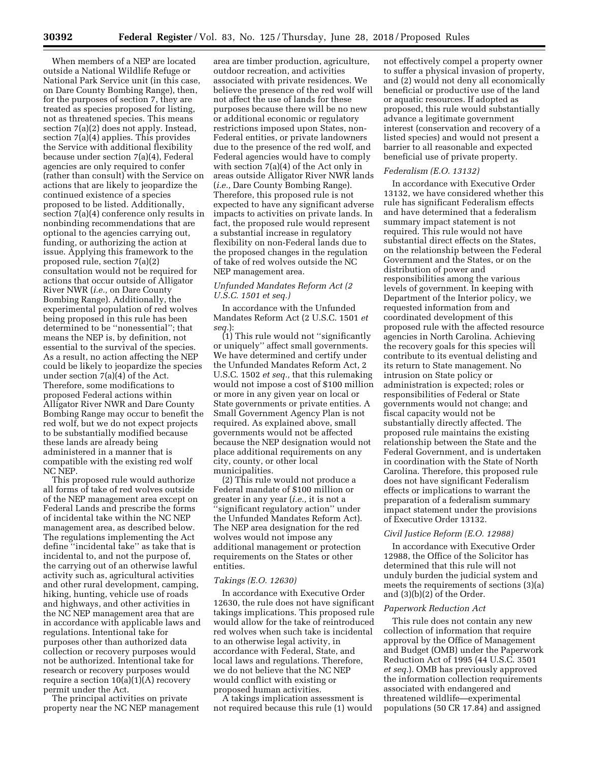When members of a NEP are located outside a National Wildlife Refuge or National Park Service unit (in this case, on Dare County Bombing Range), then, for the purposes of section 7, they are treated as species proposed for listing, not as threatened species. This means section 7(a)(2) does not apply. Instead, section 7(a)(4) applies. This provides the Service with additional flexibility because under section 7(a)(4), Federal agencies are only required to confer (rather than consult) with the Service on actions that are likely to jeopardize the continued existence of a species proposed to be listed. Additionally, section 7(a)(4) conference only results in nonbinding recommendations that are optional to the agencies carrying out, funding, or authorizing the action at issue. Applying this framework to the proposed rule, section 7(a)(2) consultation would not be required for actions that occur outside of Alligator River NWR (*i.e.,* on Dare County Bombing Range). Additionally, the experimental population of red wolves being proposed in this rule has been determined to be ''nonessential''; that means the NEP is, by definition, not essential to the survival of the species. As a result, no action affecting the NEP could be likely to jeopardize the species under section 7(a)(4) of the Act. Therefore, some modifications to proposed Federal actions within Alligator River NWR and Dare County Bombing Range may occur to benefit the red wolf, but we do not expect projects to be substantially modified because these lands are already being administered in a manner that is compatible with the existing red wolf NC NEP.

This proposed rule would authorize all forms of take of red wolves outside of the NEP management area except on Federal Lands and prescribe the forms of incidental take within the NC NEP management area, as described below. The regulations implementing the Act define ''incidental take'' as take that is incidental to, and not the purpose of, the carrying out of an otherwise lawful activity such as, agricultural activities and other rural development, camping, hiking, hunting, vehicle use of roads and highways, and other activities in the NC NEP management area that are in accordance with applicable laws and regulations. Intentional take for purposes other than authorized data collection or recovery purposes would not be authorized. Intentional take for research or recovery purposes would require a section 10(a)(1)(A) recovery permit under the Act.

The principal activities on private property near the NC NEP management area are timber production, agriculture, outdoor recreation, and activities associated with private residences. We believe the presence of the red wolf will not affect the use of lands for these purposes because there will be no new or additional economic or regulatory restrictions imposed upon States, non-Federal entities, or private landowners due to the presence of the red wolf, and Federal agencies would have to comply with section 7(a)(4) of the Act only in areas outside Alligator River NWR lands (*i.e.,* Dare County Bombing Range). Therefore, this proposed rule is not expected to have any significant adverse impacts to activities on private lands. In fact, the proposed rule would represent a substantial increase in regulatory flexibility on non-Federal lands due to the proposed changes in the regulation of take of red wolves outside the NC NEP management area.

### *Unfunded Mandates Reform Act (2 U.S.C. 1501 et seq.)*

In accordance with the Unfunded Mandates Reform Act (2 U.S.C. 1501 *et seq.*):

(1) This rule would not ''significantly or uniquely'' affect small governments. We have determined and certify under the Unfunded Mandates Reform Act, 2 U.S.C. 1502 *et seq.,* that this rulemaking would not impose a cost of $100 million or more in any given year on local or State governments or private entities. A Small Government Agency Plan is not required. As explained above, small governments would not be affected because the NEP designation would not place additional requirements on any city, county, or other local municipalities.

(2) This rule would not produce a Federal mandate of $100 million or greater in any year (*i.e.,* it is not a ''significant regulatory action'' under the Unfunded Mandates Reform Act). The NEP area designation for the red wolves would not impose any additional management or protection requirements on the States or other entities.

### *Takings (E.O. 12630)*

In accordance with Executive Order 12630, the rule does not have significant takings implications. This proposed rule would allow for the take of reintroduced red wolves when such take is incidental to an otherwise legal activity, in accordance with Federal, State, and local laws and regulations. Therefore, we do not believe that the NC NEP would conflict with existing or proposed human activities.

A takings implication assessment is not required because this rule (1) would not effectively compel a property owner to suffer a physical invasion of property, and (2) would not deny all economically beneficial or productive use of the land or aquatic resources. If adopted as proposed, this rule would substantially advance a legitimate government interest (conservation and recovery of a listed species) and would not present a barrier to all reasonable and expected beneficial use of private property.

### *Federalism (E.O. 13132)*

In accordance with Executive Order 13132, we have considered whether this rule has significant Federalism effects and have determined that a federalism summary impact statement is not required. This rule would not have substantial direct effects on the States, on the relationship between the Federal Government and the States, or on the distribution of power and responsibilities among the various levels of government. In keeping with Department of the Interior policy, we requested information from and coordinated development of this proposed rule with the affected resource agencies in North Carolina. Achieving the recovery goals for this species will contribute to its eventual delisting and its return to State management. No intrusion on State policy or administration is expected; roles or responsibilities of Federal or State governments would not change; and fiscal capacity would not be substantially directly affected. The proposed rule maintains the existing relationship between the State and the Federal Government, and is undertaken in coordination with the State of North Carolina. Therefore, this proposed rule does not have significant Federalism effects or implications to warrant the preparation of a federalism summary impact statement under the provisions of Executive Order 13132.

### *Civil Justice Reform (E.O. 12988)*

In accordance with Executive Order 12988, the Office of the Solicitor has determined that this rule will not unduly burden the judicial system and meets the requirements of sections (3)(a) and (3)(b)(2) of the Order.

### *Paperwork Reduction Act*

This rule does not contain any new collection of information that require approval by the Office of Management and Budget (OMB) under the Paperwork Reduction Act of 1995 (44 U.S.C. 3501 *et seq.*). OMB has previously approved the information collection requirements associated with endangered and threatened wildlife—experimental populations (50 CR 17.84) and assigned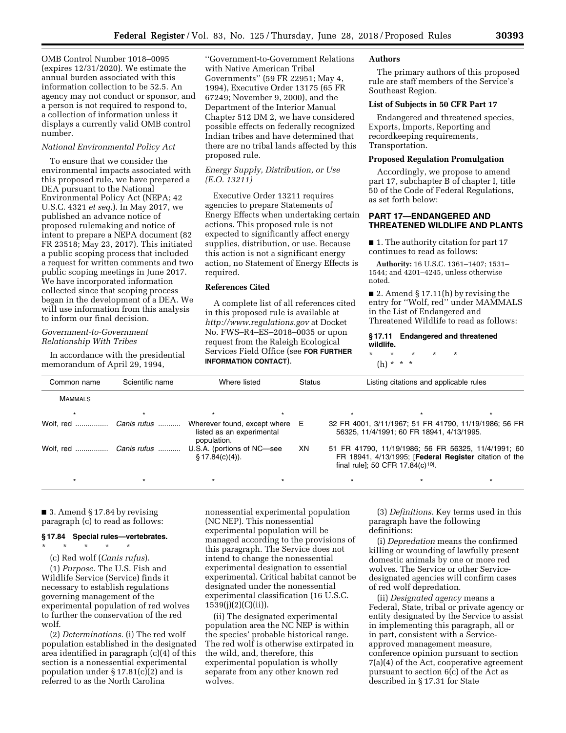OMB Control Number 1018–0095 (expires 12/31/2020). We estimate the annual burden associated with this information collection to be 52.5. An agency may not conduct or sponsor, and a person is not required to respond to, a collection of information unless it displays a currently valid OMB control number.

*National Environmental Policy Act*

To ensure that we consider the environmental impacts associated with this proposed rule, we have prepared a DEA pursuant to the National Environmental Policy Act (NEPA; 42 U.S.C. 4321 *et seq.*). In May 2017, we published an advance notice of proposed rulemaking and notice of intent to prepare a NEPA document (82 FR 23518; May 23, 2017). This initiated a public scoping process that included a request for written comments and two public scoping meetings in June 2017. We have incorporated information collected since that scoping process began in the development of a DEA. We will use information from this analysis to inform our final decision.

*Government-to-Government Relationship With Tribes*

In accordance with the presidential memorandum of April 29, 1994, ''Government-to-Government Relations with Native American Tribal Governments'' (59 FR 22951; May 4, 1994), Executive Order 13175 (65 FR 67249; November 9, 2000), and the Department of the Interior Manual Chapter 512 DM 2, we have considered possible effects on federally recognized Indian tribes and have determined that there are no tribal lands affected by this proposed rule.

*Energy Supply, Distribution, or Use (E.O. 13211)*

Executive Order 13211 requires agencies to prepare Statements of Energy Effects when undertaking certain actions. This proposed rule is not expected to significantly affect energy supplies, distribution, or use. Because this action is not a significant energy action, no Statement of Energy Effects is required.

**References Cited**

A complete list of all references cited in this proposed rule is available at *http://www.regulations.gov* at Docket No. FWS–R4–ES–2018–0035 or upon request from the Raleigh Ecological Services Field Office (see **FOR FURTHER INFORMATION CONTACT**).

**Authors**

The primary authors of this proposed rule are staff members of the Service's Southeast Region.

**List of Subjects in 50 CFR Part 17**

Endangered and threatened species, Exports, Imports, Reporting and recordkeeping requirements, Transportation.

**Proposed Regulation Promulgation**

Accordingly, we propose to amend part 17, subchapter B of chapter I, title 50 of the Code of Federal Regulations, as set forth below:

## PART 17—ENDANGERED AND THREATENED WILDLIFE AND PLANTS

■ 1. The authority citation for part 17 continues to read as follows:

**Authority:** 16 U.S.C. 1361–1407; 1531–1544; and 4201–4245, unless otherwise noted.

■ 2. Amend § 17.11(h) by revising the entry for ''Wolf, red'' under MAMMALS in the List of Endangered and Threatened Wildlife to read as follows:

**§ 17.11 Endangered and threatened wildlife.**

\* \* \* \* \*

(h) \* \* \*

| Common name | Scientific name | Where listed | Status | Listing citations and applicable rules |
|---|---|---|---|---|
| MAMMALS | | | | |
| * | * | * * | | * * * |
| Wolf, red ............... | *Canis rufus* .......... | Wherever found, except where listed as an experimental population. | E | 32 FR 4001, 3/11/1967; 51 FR 41790, 11/19/1986; 56 FR 56325, 11/4/1991; 60 FR 18941, 4/13/1995. |
| Wolf, red ............... | *Canis rufus* .......... | U.S.A. (portions of NC—see § 17.84(c)(4)). | XN | 51 FR 41790, 11/19/1986; 56 FR 56325, 11/4/1991; 60 FR 18941, 4/13/1995; [**Federal Register** citation of the final rule]; 50 CFR 17.84(c)[10]. |
| * | * | * * | | * * * |

■ 3. Amend § 17.84 by revising paragraph (c) to read as follows:

**§ 17.84 Special rules—vertebrates.**

\* \* \* \* \*

(c) Red wolf (*Canis rufus*).

(1) *Purpose.* The U.S. Fish and Wildlife Service (Service) finds it necessary to establish regulations governing management of the experimental population of red wolves to further the conservation of the red wolf.

(2) *Determinations.* (i) The red wolf population established in the designated area identified in paragraph (c)(4) of this section is a nonessential experimental population under § 17.81(c)(2) and is referred to as the North Carolina nonessential experimental population (NC NEP). This nonessential experimental population will be managed according to the provisions of this paragraph. The Service does not intend to change the nonessential experimental designation to essential experimental. Critical habitat cannot be designated under the nonessential experimental classification (16 U.S.C. 1539(j)(2)(C)(ii)).

(ii) The designated experimental population area the NC NEP is within the species' probable historical range. The red wolf is otherwise extirpated in the wild, and, therefore, this experimental population is wholly separate from any other known red wolves.

(3) *Definitions.* Key terms used in this paragraph have the following definitions:

(i) *Depredation* means the confirmed killing or wounding of lawfully present domestic animals by one or more red wolves. The Service or other Service-designated agencies will confirm cases of red wolf depredation.

(ii) *Designated agency* means a Federal, State, tribal or private agency or entity designated by the Service to assist in implementing this paragraph, all or in part, consistent with a Service-approved management measure, conference opinion pursuant to section 7(a)(4) of the Act, cooperative agreement pursuant to section 6(c) of the Act as described in § 17.31 for State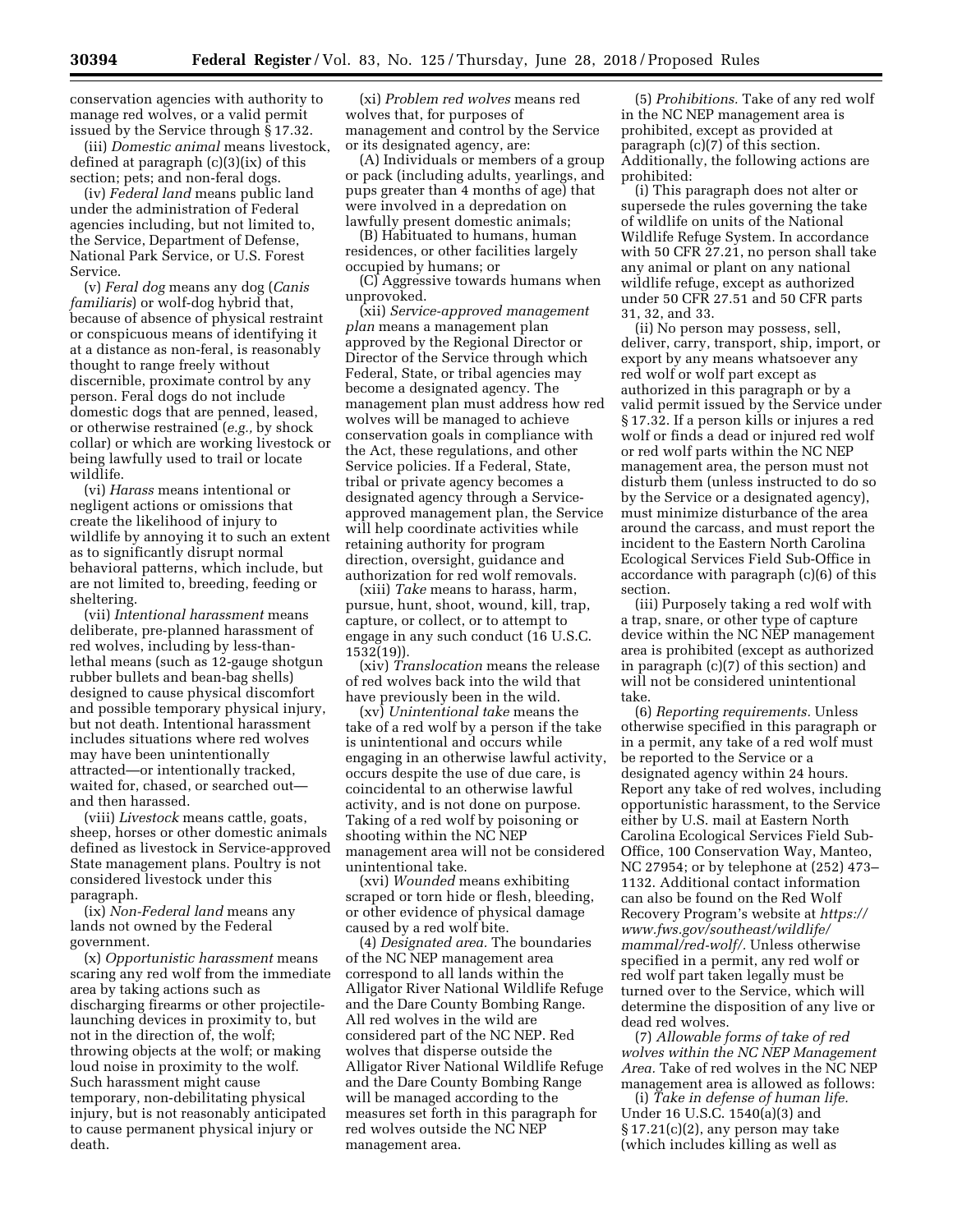conservation agencies with authority to manage red wolves, or a valid permit issued by the Service through § 17.32.

(iii) *Domestic animal* means livestock, defined at paragraph (c)(3)(ix) of this section; pets; and non-feral dogs.

(iv) *Federal land* means public land under the administration of Federal agencies including, but not limited to, the Service, Department of Defense, National Park Service, or U.S. Forest Service.

(v) *Feral dog* means any dog (*Canis familiaris*) or wolf-dog hybrid that, because of absence of physical restraint or conspicuous means of identifying it at a distance as non-feral, is reasonably thought to range freely without discernible, proximate control by any person. Feral dogs do not include domestic dogs that are penned, leased, or otherwise restrained (*e.g.,* by shock collar) or which are working livestock or being lawfully used to trail or locate wildlife.

(vi) *Harass* means intentional or negligent actions or omissions that create the likelihood of injury to wildlife by annoying it to such an extent as to significantly disrupt normal behavioral patterns, which include, but are not limited to, breeding, feeding or sheltering.

(vii) *Intentional harassment* means deliberate, pre-planned harassment of red wolves, including by less-than-lethal means (such as 12-gauge shotgun rubber bullets and bean-bag shells) designed to cause physical discomfort and possible temporary physical injury, but not death. Intentional harassment includes situations where red wolves may have been unintentionally attracted—or intentionally tracked, waited for, chased, or searched out—and then harassed.

(viii) *Livestock* means cattle, goats, sheep, horses or other domestic animals defined as livestock in Service-approved State management plans. Poultry is not considered livestock under this paragraph.

(ix) *Non-Federal land* means any lands not owned by the Federal government.

(x) *Opportunistic harassment* means scaring any red wolf from the immediate area by taking actions such as discharging firearms or other projectile-launching devices in proximity to, but not in the direction of, the wolf; throwing objects at the wolf; or making loud noise in proximity to the wolf. Such harassment might cause temporary, non-debilitating physical injury, but is not reasonably anticipated to cause permanent physical injury or death.

(xi) *Problem red wolves* means red wolves that, for purposes of management and control by the Service or its designated agency, are:

(A) Individuals or members of a group or pack (including adults, yearlings, and pups greater than 4 months of age) that were involved in a depredation on lawfully present domestic animals;

(B) Habituated to humans, human residences, or other facilities largely occupied by humans; or

(C) Aggressive towards humans when unprovoked.

(xii) *Service-approved management plan* means a management plan approved by the Regional Director or Director of the Service through which Federal, State, or tribal agencies may become a designated agency. The management plan must address how red wolves will be managed to achieve conservation goals in compliance with the Act, these regulations, and other Service policies. If a Federal, State, tribal or private agency becomes a designated agency through a Service-approved management plan, the Service will help coordinate activities while retaining authority for program direction, oversight, guidance and authorization for red wolf removals.

(xiii) *Take* means to harass, harm, pursue, hunt, shoot, wound, kill, trap, capture, or collect, or to attempt to engage in any such conduct (16 U.S.C. 1532(19)).

(xiv) *Translocation* means the release of red wolves back into the wild that have previously been in the wild.

(xv) *Unintentional take* means the take of a red wolf by a person if the take is unintentional and occurs while engaging in an otherwise lawful activity, occurs despite the use of due care, is coincidental to an otherwise lawful activity, and is not done on purpose. Taking of a red wolf by poisoning or shooting within the NC NEP management area will not be considered unintentional take.

(xvi) *Wounded* means exhibiting scraped or torn hide or flesh, bleeding, or other evidence of physical damage caused by a red wolf bite.

(4) *Designated area.* The boundaries of the NC NEP management area correspond to all lands within the Alligator River National Wildlife Refuge and the Dare County Bombing Range. All red wolves in the wild are considered part of the NC NEP. Red wolves that disperse outside the Alligator River National Wildlife Refuge and the Dare County Bombing Range will be managed according to the measures set forth in this paragraph for red wolves outside the NC NEP management area.

(5) *Prohibitions.* Take of any red wolf in the NC NEP management area is prohibited, except as provided at paragraph (c)(7) of this section. Additionally, the following actions are prohibited:

(i) This paragraph does not alter or supersede the rules governing the take of wildlife on units of the National Wildlife Refuge System. In accordance with 50 CFR 27.21, no person shall take any animal or plant on any national wildlife refuge, except as authorized under 50 CFR 27.51 and 50 CFR parts 31, 32, and 33.

(ii) No person may possess, sell, deliver, carry, transport, ship, import, or export by any means whatsoever any red wolf or wolf part except as authorized in this paragraph or by a valid permit issued by the Service under § 17.32. If a person kills or injures a red wolf or finds a dead or injured red wolf or red wolf parts within the NC NEP management area, the person must not disturb them (unless instructed to do so by the Service or a designated agency), must minimize disturbance of the area around the carcass, and must report the incident to the Eastern North Carolina Ecological Services Field Sub-Office in accordance with paragraph (c)(6) of this section.

(iii) Purposely taking a red wolf with a trap, snare, or other type of capture device within the NC NEP management area is prohibited (except as authorized in paragraph (c)(7) of this section) and will not be considered unintentional take.

(6) *Reporting requirements.* Unless otherwise specified in this paragraph or in a permit, any take of a red wolf must be reported to the Service or a designated agency within 24 hours. Report any take of red wolves, including opportunistic harassment, to the Service either by U.S. mail at Eastern North Carolina Ecological Services Field Sub-Office, 100 Conservation Way, Manteo, NC 27954; or by telephone at (252) 473–1132. Additional contact information can also be found on the Red Wolf Recovery Program's website at *https://www.fws.gov/southeast/wildlife/mammal/red-wolf/*. Unless otherwise specified in a permit, any red wolf or red wolf part taken legally must be turned over to the Service, which will determine the disposition of any live or dead red wolves.

(7) *Allowable forms of take of red wolves within the NC NEP Management Area.* Take of red wolves in the NC NEP management area is allowed as follows:

(i) *Take in defense of human life.* Under 16 U.S.C. 1540(a)(3) and § 17.21(c)(2), any person may take (which includes killing as well as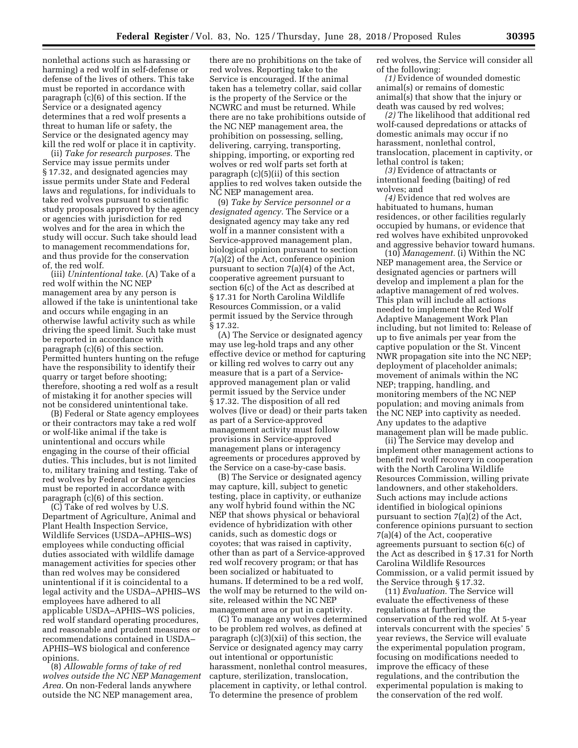nonlethal actions such as harassing or harming) a red wolf in self-defense or defense of the lives of others. This take must be reported in accordance with paragraph (c)(6) of this section. If the Service or a designated agency determines that a red wolf presents a threat to human life or safety, the Service or the designated agency may kill the red wolf or place it in captivity.

(ii) *Take for research purposes.* The Service may issue permits under § 17.32, and designated agencies may issue permits under State and Federal laws and regulations, for individuals to take red wolves pursuant to scientific study proposals approved by the agency or agencies with jurisdiction for red wolves and for the area in which the study will occur. Such take should lead to management recommendations for, and thus provide for the conservation of, the red wolf.

(iii) *Unintentional take.* (A) Take of a red wolf within the NC NEP management area by any person is allowed if the take is unintentional take and occurs while engaging in an otherwise lawful activity such as while driving the speed limit. Such take must be reported in accordance with paragraph (c)(6) of this section. Permitted hunters hunting on the refuge have the responsibility to identify their quarry or target before shooting; therefore, shooting a red wolf as a result of mistaking it for another species will not be considered unintentional take.

(B) Federal or State agency employees or their contractors may take a red wolf or wolf-like animal if the take is unintentional and occurs while engaging in the course of their official duties. This includes, but is not limited to, military training and testing. Take of red wolves by Federal or State agencies must be reported in accordance with paragraph (c)(6) of this section.

(C) Take of red wolves by U.S. Department of Agriculture, Animal and Plant Health Inspection Service, Wildlife Services (USDA–APHIS–WS) employees while conducting official duties associated with wildlife damage management activities for species other than red wolves may be considered unintentional if it is coincidental to a legal activity and the USDA–APHIS–WS employees have adhered to all applicable USDA–APHIS–WS policies, red wolf standard operating procedures, and reasonable and prudent measures or recommendations contained in USDA–APHIS–WS biological and conference opinions.

(8) *Allowable forms of take of red wolves outside the NC NEP Management Area.* On non-Federal lands anywhere outside the NC NEP management area, there are no prohibitions on the take of red wolves. Reporting take to the Service is encouraged. If the animal taken has a telemetry collar, said collar is the property of the Service or the NCWRC and must be returned. While there are no take prohibitions outside of the NC NEP management area, the prohibition on possessing, selling, delivering, carrying, transporting, shipping, importing, or exporting red wolves or red wolf parts set forth at paragraph (c)(5)(ii) of this section applies to red wolves taken outside the NC NEP management area.

(9) *Take by Service personnel or a designated agency.* The Service or a designated agency may take any red wolf in a manner consistent with a Service-approved management plan, biological opinion pursuant to section 7(a)(2) of the Act, conference opinion pursuant to section 7(a)(4) of the Act, cooperative agreement pursuant to section 6(c) of the Act as described at § 17.31 for North Carolina Wildlife Resources Commission, or a valid permit issued by the Service through § 17.32.

(A) The Service or designated agency may use leg-hold traps and any other effective device or method for capturing or killing red wolves to carry out any measure that is a part of a Service-approved management plan or valid permit issued by the Service under § 17.32. The disposition of all red wolves (live or dead) or their parts taken as part of a Service-approved management activity must follow provisions in Service-approved management plans or interagency agreements or procedures approved by the Service on a case-by-case basis.

(B) The Service or designated agency may capture, kill, subject to genetic testing, place in captivity, or euthanize any wolf hybrid found within the NC NEP that shows physical or behavioral evidence of hybridization with other canids, such as domestic dogs or coyotes; that was raised in captivity, other than as part of a Service-approved red wolf recovery program; or that has been socialized or habituated to humans. If determined to be a red wolf, the wolf may be returned to the wild on-site, released within the NC NEP management area or put in captivity.

(C) To manage any wolves determined to be problem red wolves, as defined at paragraph (c)(3)(xii) of this section, the Service or designated agency may carry out intentional or opportunistic harassment, nonlethal control measures, capture, sterilization, translocation, placement in captivity, or lethal control. To determine the presence of problem red wolves, the Service will consider all of the following:

*(1)* Evidence of wounded domestic animal(s) or remains of domestic animal(s) that show that the injury or death was caused by red wolves;

*(2)* The likelihood that additional red wolf-caused depredations or attacks of domestic animals may occur if no harassment, nonlethal control, translocation, placement in captivity, or lethal control is taken;

*(3)* Evidence of attractants or intentional feeding (baiting) of red wolves; and

*(4)* Evidence that red wolves are habituated to humans, human residences, or other facilities regularly occupied by humans, or evidence that red wolves have exhibited unprovoked and aggressive behavior toward humans.

(10) *Management.* (i) Within the NC NEP management area, the Service or designated agencies or partners will develop and implement a plan for the adaptive management of red wolves. This plan will include all actions needed to implement the Red Wolf Adaptive Management Work Plan including, but not limited to: Release of up to five animals per year from the captive population or the St. Vincent NWR propagation site into the NC NEP; deployment of placeholder animals; movement of animals within the NC NEP; trapping, handling, and monitoring members of the NC NEP population; and moving animals from the NC NEP into captivity as needed. Any updates to the adaptive management plan will be made public.

(ii) The Service may develop and implement other management actions to benefit red wolf recovery in cooperation with the North Carolina Wildlife Resources Commission, willing private landowners, and other stakeholders. Such actions may include actions identified in biological opinions pursuant to section 7(a)(2) of the Act, conference opinions pursuant to section 7(a)(4) of the Act, cooperative agreements pursuant to section 6(c) of the Act as described in § 17.31 for North Carolina Wildlife Resources Commission, or a valid permit issued by the Service through § 17.32.

(11) *Evaluation.* The Service will evaluate the effectiveness of these regulations at furthering the conservation of the red wolf. At 5-year intervals concurrent with the species' 5 year reviews, the Service will evaluate the experimental population program, focusing on modifications needed to improve the efficacy of these regulations, and the contribution the experimental population is making to the conservation of the red wolf.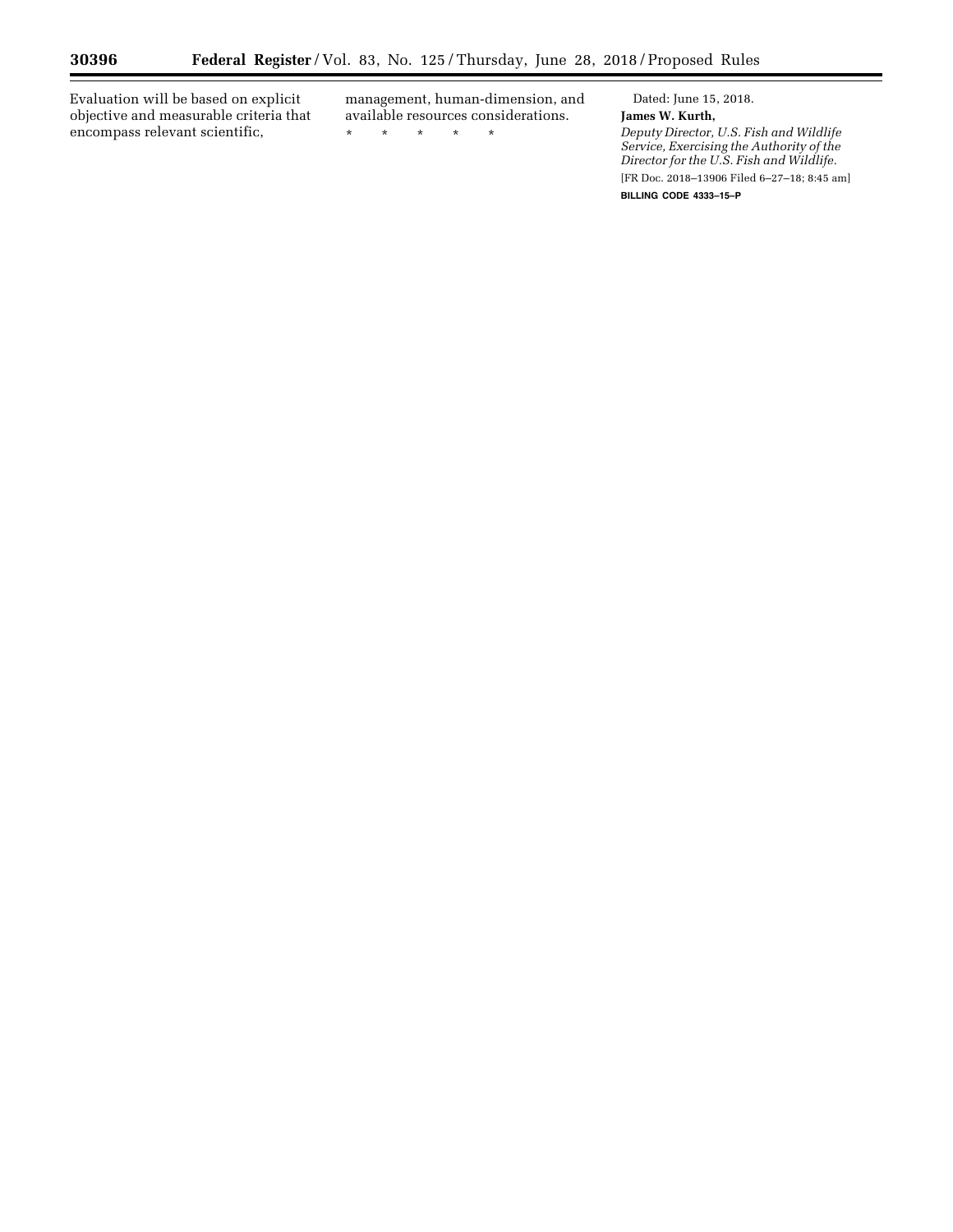Evaluation will be based on explicit objective and measurable criteria that encompass relevant scientific, management, human-dimension, and available resources considerations.

\* \* \* \* \*

Dated: June 15, 2018.

**James W. Kurth,**

*Deputy Director, U.S. Fish and Wildlife Service, Exercising the Authority of the Director for the U.S. Fish and Wildlife.*

[FR Doc. 2018–13906 Filed 6–27–18; 8:45 am]

**BILLING CODE 4333–15–P**